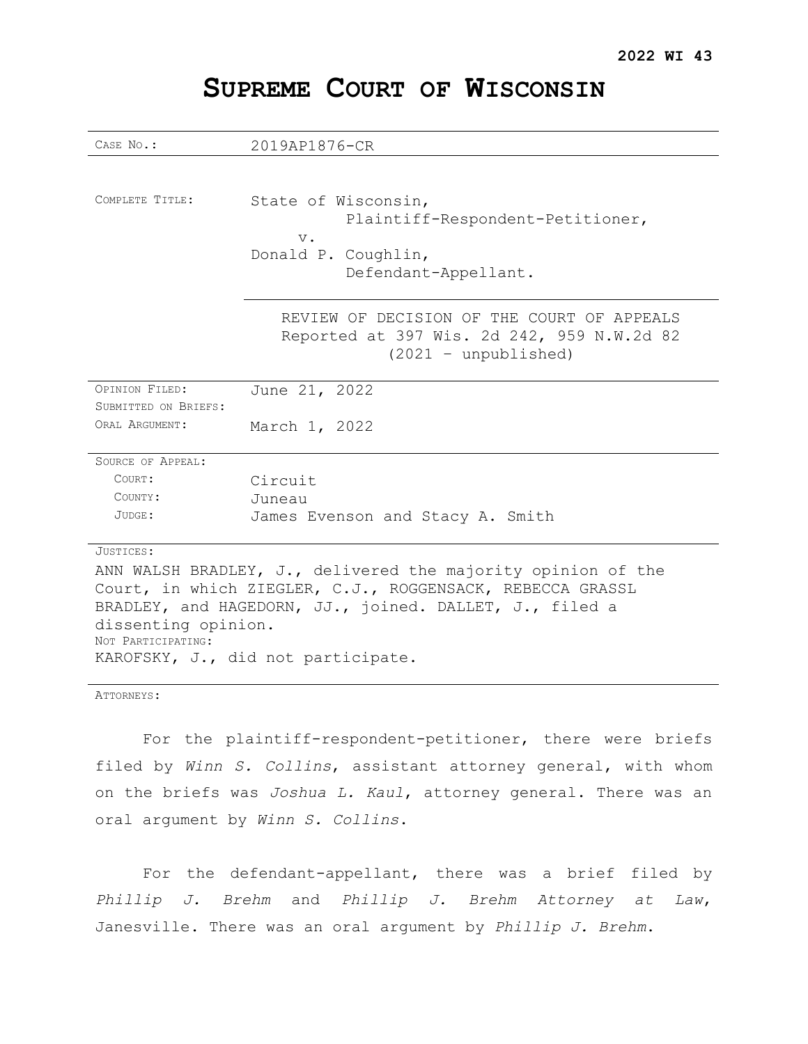**2022 WI 43**

# SUPREME COURT OF WISCONSIN

| | |
|---|---|
| CASE NO.: | 2019AP1876-CR |
| COMPLETE TITLE: | State of Wisconsin,<br>Plaintiff-Respondent-Petitioner,<br>v.<br>Donald P. Coughlin,<br>Defendant-Appellant. |
| | REVIEW OF DECISION OF THE COURT OF APPEALS<br>Reported at 397 Wis. 2d 242, 959 N.W.2d 82<br>(2021 – unpublished) |
| OPINION FILED: | June 21, 2022 |
| SUBMITTED ON BRIEFS: | |
| ORAL ARGUMENT: | March 1, 2022 |
| SOURCE OF APPEAL: | |
| COURT: | Circuit |
| COUNTY: | Juneau |
| JUDGE: | James Evenson and Stacy A. Smith |

JUSTICES:

ANN WALSH BRADLEY, J., delivered the majority opinion of the Court, in which ZIEGLER, C.J., ROGGENSACK, REBECCA GRASSL BRADLEY, and HAGEDORN, JJ., joined. DALLET, J., filed a dissenting opinion.

NOT PARTICIPATING:

KAROFSKY, J., did not participate.

ATTORNEYS:

For the plaintiff-respondent-petitioner, there were briefs filed by *Winn S. Collins*, assistant attorney general, with whom on the briefs was *Joshua L. Kaul*, attorney general. There was an oral argument by *Winn S. Collins*.

For the defendant-appellant, there was a brief filed by *Phillip J. Brehm* and *Phillip J. Brehm Attorney at Law*, Janesville. There was an oral argument by *Phillip J. Brehm*.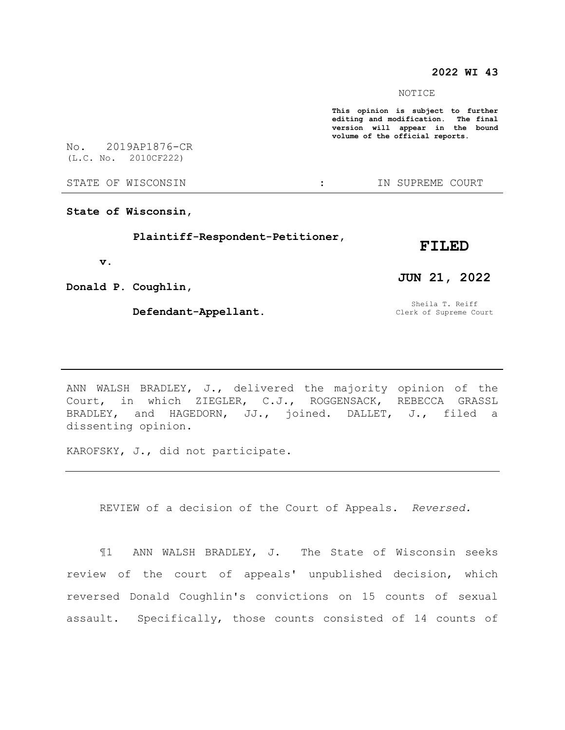**2022 WI 43**

NOTICE

**This opinion is subject to further editing and modification. The final version will appear in the bound volume of the official reports.**

No. 2019AP1876-CR
(L.C. No. 2010CF222)

STATE OF WISCONSIN : IN SUPREME COURT

---

**State of Wisconsin,**

**Plaintiff-Respondent-Petitioner,**

**v.**

**Donald P. Coughlin,**

**Defendant-Appellant.**

**FILED**

**JUN 21, 2022**

Sheila T. Reiff
Clerk of Supreme Court

---

ANN WALSH BRADLEY, J., delivered the majority opinion of the Court, in which ZIEGLER, C.J., ROGGENSACK, REBECCA GRASSL BRADLEY, and HAGEDORN, JJ., joined. DALLET, J., filed a dissenting opinion.

KAROFSKY, J., did not participate.

---

REVIEW of a decision of the Court of Appeals. *Reversed.*

¶1 ANN WALSH BRADLEY, J. The State of Wisconsin seeks review of the court of appeals' unpublished decision, which reversed Donald Coughlin's convictions on 15 counts of sexual assault. Specifically, those counts consisted of 14 counts of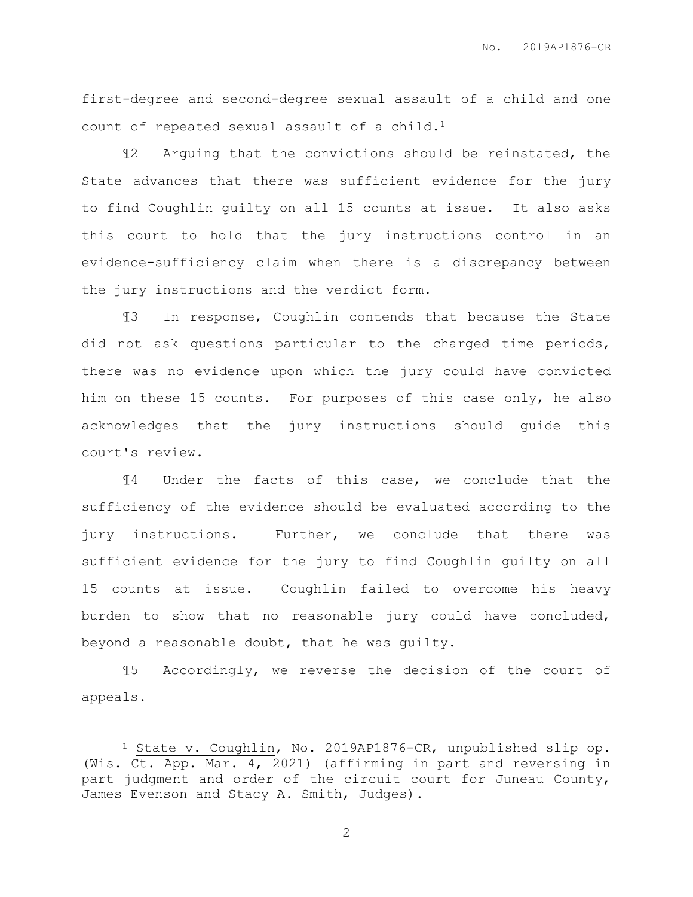first-degree and second-degree sexual assault of a child and one count of repeated sexual assault of a child.[1]

¶2 Arguing that the convictions should be reinstated, the State advances that there was sufficient evidence for the jury to find Coughlin guilty on all 15 counts at issue. It also asks this court to hold that the jury instructions control in an evidence-sufficiency claim when there is a discrepancy between the jury instructions and the verdict form.

¶3 In response, Coughlin contends that because the State did not ask questions particular to the charged time periods, there was no evidence upon which the jury could have convicted him on these 15 counts. For purposes of this case only, he also acknowledges that the jury instructions should guide this court's review.

¶4 Under the facts of this case, we conclude that the sufficiency of the evidence should be evaluated according to the jury instructions. Further, we conclude that there was sufficient evidence for the jury to find Coughlin guilty on all 15 counts at issue. Coughlin failed to overcome his heavy burden to show that no reasonable jury could have concluded, beyond a reasonable doubt, that he was guilty.

¶5 Accordingly, we reverse the decision of the court of appeals.

---

[1] State v. Coughlin, No. 2019AP1876-CR, unpublished slip op. (Wis. Ct. App. Mar. 4, 2021) (affirming in part and reversing in part judgment and order of the circuit court for Juneau County, James Evenson and Stacy A. Smith, Judges).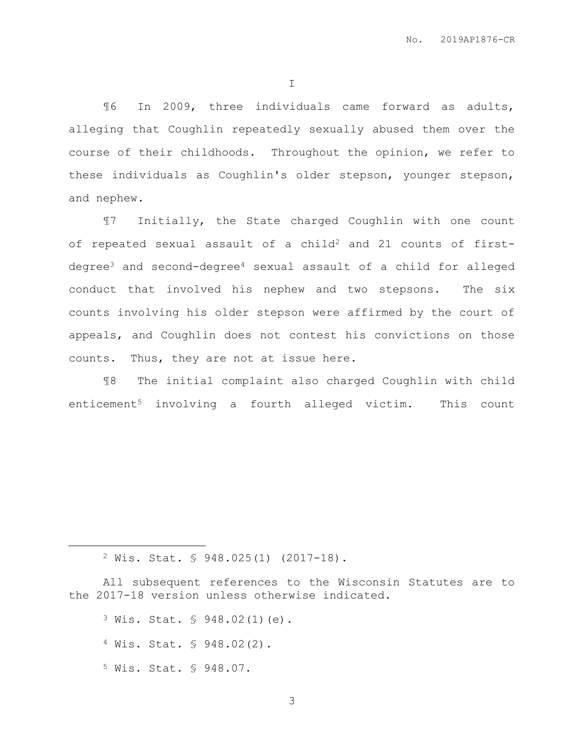I

¶6 In 2009, three individuals came forward as adults, alleging that Coughlin repeatedly sexually abused them over the course of their childhoods. Throughout the opinion, we refer to these individuals as Coughlin's older stepson, younger stepson, and nephew.

¶7 Initially, the State charged Coughlin with one count of repeated sexual assault of a child[2] and 21 counts of first-degree[3] and second-degree[4] sexual assault of a child for alleged conduct that involved his nephew and two stepsons. The six counts involving his older stepson were affirmed by the court of appeals, and Coughlin does not contest his convictions on those counts. Thus, they are not at issue here.

¶8 The initial complaint also charged Coughlin with child enticement[5] involving a fourth alleged victim. This count

---

[2] Wis. Stat. § 948.025(1) (2017-18).

All subsequent references to the Wisconsin Statutes are to the 2017-18 version unless otherwise indicated.

[3] Wis. Stat. § 948.02(1)(e).

[4] Wis. Stat. § 948.02(2).

[5] Wis. Stat. § 948.07.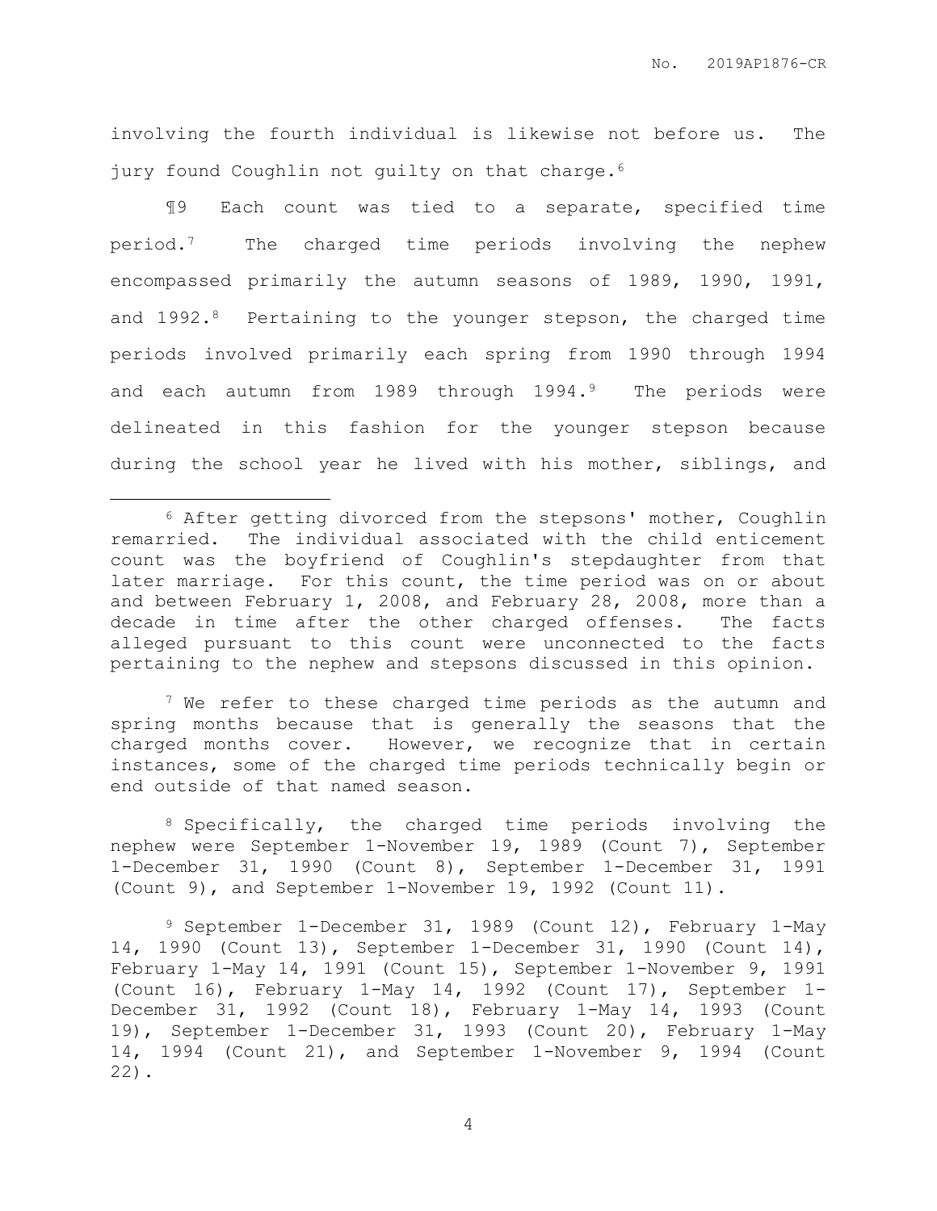involving the fourth individual is likewise not before us. The jury found Coughlin not guilty on that charge.[6]

¶9 Each count was tied to a separate, specified time period.[7] The charged time periods involving the nephew encompassed primarily the autumn seasons of 1989, 1990, 1991, and 1992.[8] Pertaining to the younger stepson, the charged time periods involved primarily each spring from 1990 through 1994 and each autumn from 1989 through 1994.[9] The periods were delineated in this fashion for the younger stepson because during the school year he lived with his mother, siblings, and

---

[6] After getting divorced from the stepsons' mother, Coughlin remarried. The individual associated with the child enticement count was the boyfriend of Coughlin's stepdaughter from that later marriage. For this count, the time period was on or about and between February 1, 2008, and February 28, 2008, more than a decade in time after the other charged offenses. The facts alleged pursuant to this count were unconnected to the facts pertaining to the nephew and stepsons discussed in this opinion.

[7] We refer to these charged time periods as the autumn and spring months because that is generally the seasons that the charged months cover. However, we recognize that in certain instances, some of the charged time periods technically begin or end outside of that named season.

[8] Specifically, the charged time periods involving the nephew were September 1-November 19, 1989 (Count 7), September 1-December 31, 1990 (Count 8), September 1-December 31, 1991 (Count 9), and September 1-November 19, 1992 (Count 11).

[9] September 1-December 31, 1989 (Count 12), February 1-May 14, 1990 (Count 13), September 1-December 31, 1990 (Count 14), February 1-May 14, 1991 (Count 15), September 1-November 9, 1991 (Count 16), February 1-May 14, 1992 (Count 17), September 1-December 31, 1992 (Count 18), February 1-May 14, 1993 (Count 19), September 1-December 31, 1993 (Count 20), February 1-May 14, 1994 (Count 21), and September 1-November 9, 1994 (Count 22).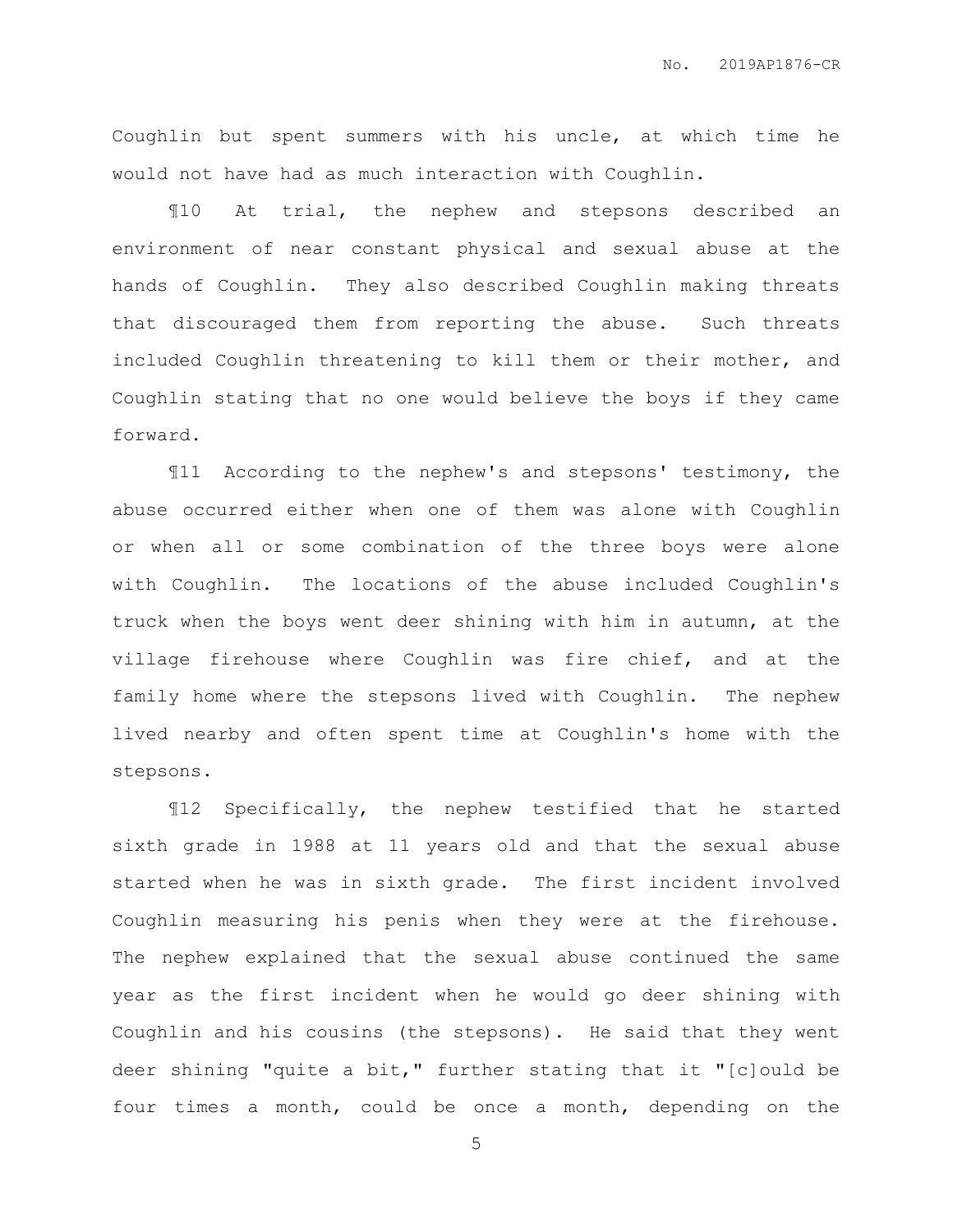Coughlin but spent summers with his uncle, at which time he would not have had as much interaction with Coughlin.

¶10 At trial, the nephew and stepsons described an environment of near constant physical and sexual abuse at the hands of Coughlin. They also described Coughlin making threats that discouraged them from reporting the abuse. Such threats included Coughlin threatening to kill them or their mother, and Coughlin stating that no one would believe the boys if they came forward.

¶11 According to the nephew's and stepsons' testimony, the abuse occurred either when one of them was alone with Coughlin or when all or some combination of the three boys were alone with Coughlin. The locations of the abuse included Coughlin's truck when the boys went deer shining with him in autumn, at the village firehouse where Coughlin was fire chief, and at the family home where the stepsons lived with Coughlin. The nephew lived nearby and often spent time at Coughlin's home with the stepsons.

¶12 Specifically, the nephew testified that he started sixth grade in 1988 at 11 years old and that the sexual abuse started when he was in sixth grade. The first incident involved Coughlin measuring his penis when they were at the firehouse. The nephew explained that the sexual abuse continued the same year as the first incident when he would go deer shining with Coughlin and his cousins (the stepsons). He said that they went deer shining "quite a bit," further stating that it "[c]ould be four times a month, could be once a month, depending on the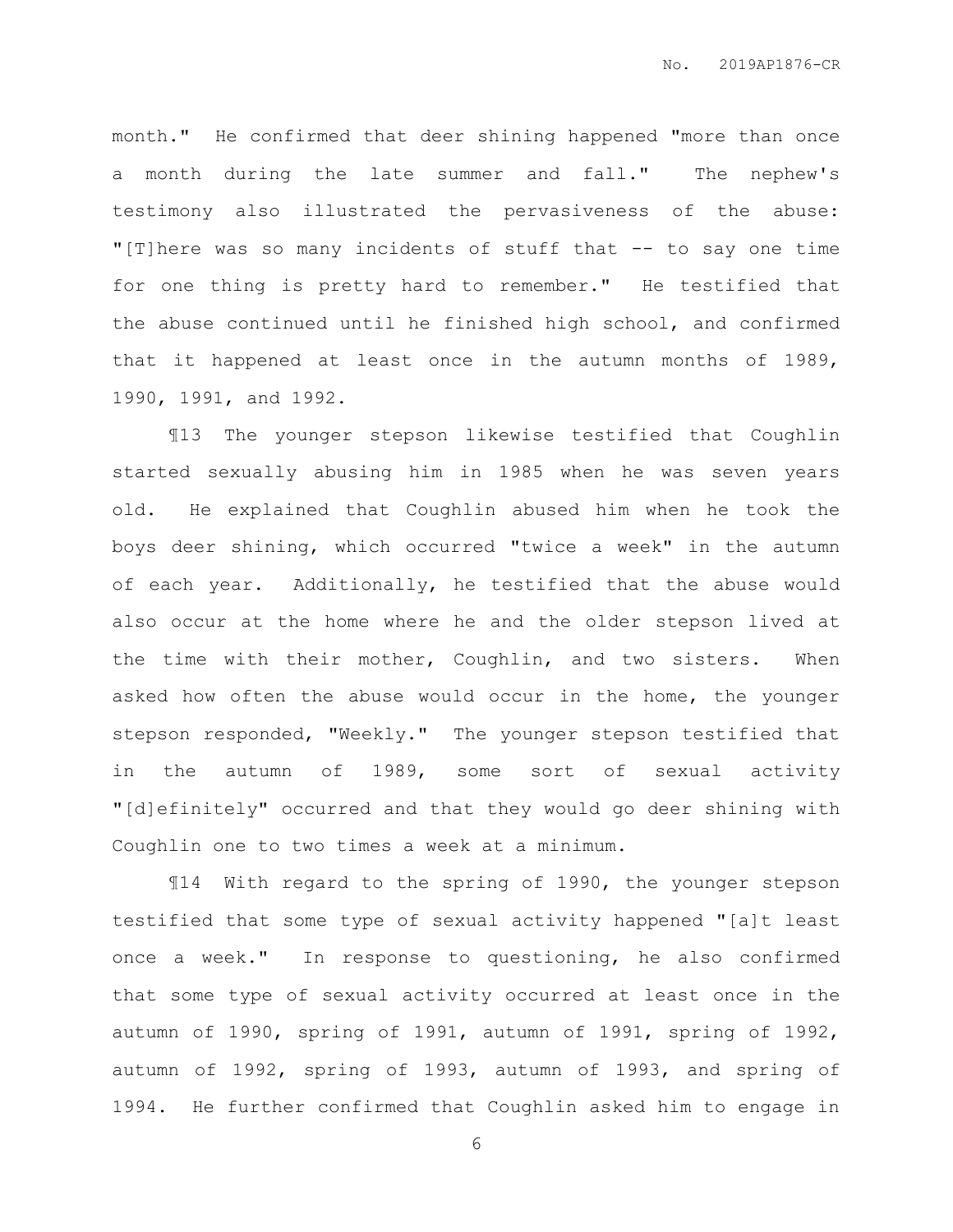month." He confirmed that deer shining happened "more than once a month during the late summer and fall." The nephew's testimony also illustrated the pervasiveness of the abuse: "[T]here was so many incidents of stuff that -- to say one time for one thing is pretty hard to remember." He testified that the abuse continued until he finished high school, and confirmed that it happened at least once in the autumn months of 1989, 1990, 1991, and 1992.

¶13 The younger stepson likewise testified that Coughlin started sexually abusing him in 1985 when he was seven years old. He explained that Coughlin abused him when he took the boys deer shining, which occurred "twice a week" in the autumn of each year. Additionally, he testified that the abuse would also occur at the home where he and the older stepson lived at the time with their mother, Coughlin, and two sisters. When asked how often the abuse would occur in the home, the younger stepson responded, "Weekly." The younger stepson testified that in the autumn of 1989, some sort of sexual activity "[d]efinitely" occurred and that they would go deer shining with Coughlin one to two times a week at a minimum.

¶14 With regard to the spring of 1990, the younger stepson testified that some type of sexual activity happened "[a]t least once a week." In response to questioning, he also confirmed that some type of sexual activity occurred at least once in the autumn of 1990, spring of 1991, autumn of 1991, spring of 1992, autumn of 1992, spring of 1993, autumn of 1993, and spring of 1994. He further confirmed that Coughlin asked him to engage in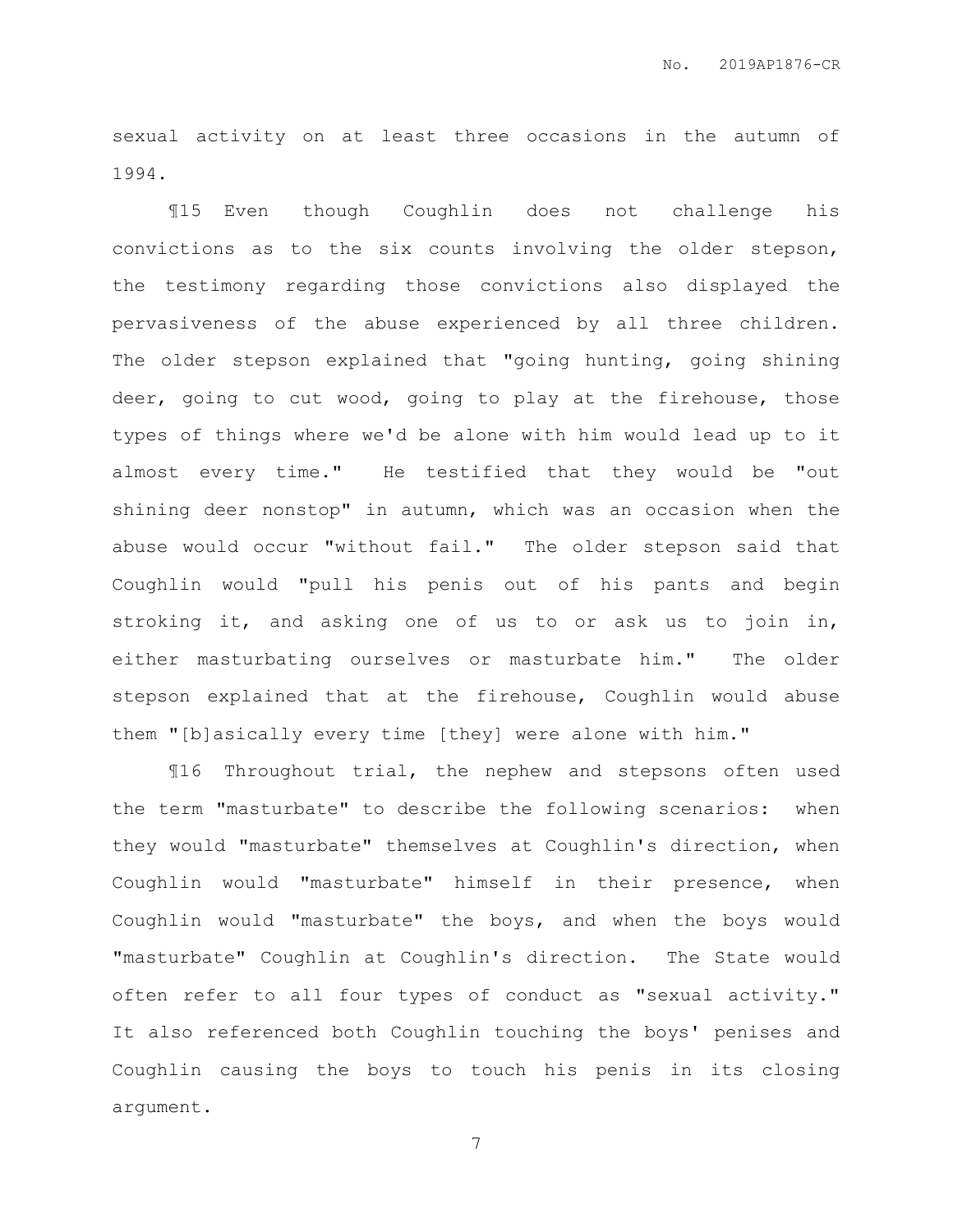sexual activity on at least three occasions in the autumn of 1994.

¶15 Even though Coughlin does not challenge his convictions as to the six counts involving the older stepson, the testimony regarding those convictions also displayed the pervasiveness of the abuse experienced by all three children. The older stepson explained that "going hunting, going shining deer, going to cut wood, going to play at the firehouse, those types of things where we'd be alone with him would lead up to it almost every time." He testified that they would be "out shining deer nonstop" in autumn, which was an occasion when the abuse would occur "without fail." The older stepson said that Coughlin would "pull his penis out of his pants and begin stroking it, and asking one of us to or ask us to join in, either masturbating ourselves or masturbate him." The older stepson explained that at the firehouse, Coughlin would abuse them "[b]asically every time [they] were alone with him."

¶16 Throughout trial, the nephew and stepsons often used the term "masturbate" to describe the following scenarios: when they would "masturbate" themselves at Coughlin's direction, when Coughlin would "masturbate" himself in their presence, when Coughlin would "masturbate" the boys, and when the boys would "masturbate" Coughlin at Coughlin's direction. The State would often refer to all four types of conduct as "sexual activity." It also referenced both Coughlin touching the boys' penises and Coughlin causing the boys to touch his penis in its closing argument.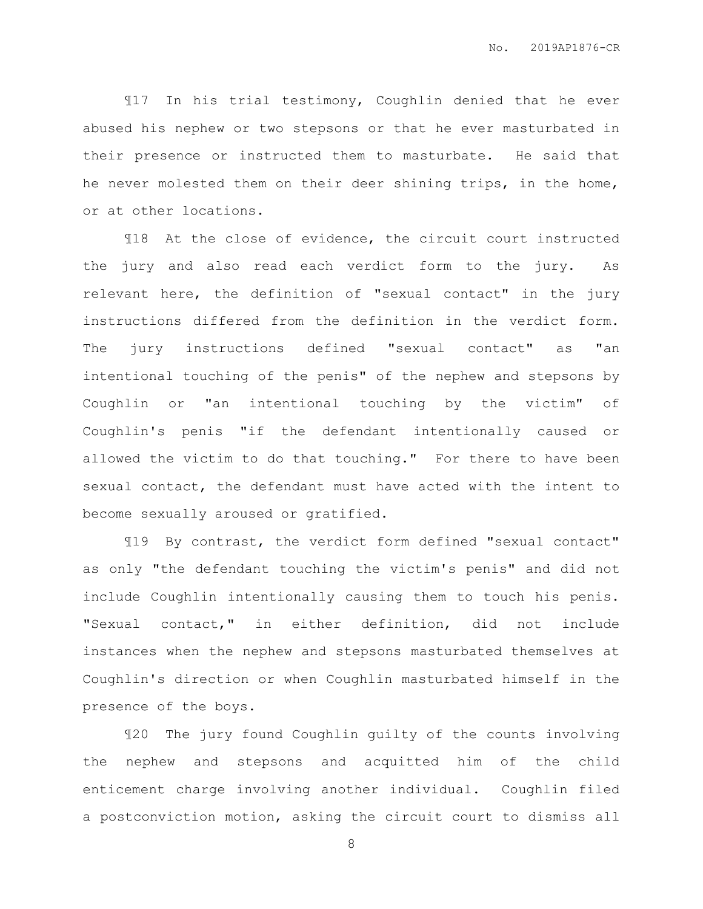¶17 In his trial testimony, Coughlin denied that he ever abused his nephew or two stepsons or that he ever masturbated in their presence or instructed them to masturbate. He said that he never molested them on their deer shining trips, in the home, or at other locations.

¶18 At the close of evidence, the circuit court instructed the jury and also read each verdict form to the jury. As relevant here, the definition of "sexual contact" in the jury instructions differed from the definition in the verdict form. The jury instructions defined "sexual contact" as "an intentional touching of the penis" of the nephew and stepsons by Coughlin or "an intentional touching by the victim" of Coughlin's penis "if the defendant intentionally caused or allowed the victim to do that touching." For there to have been sexual contact, the defendant must have acted with the intent to become sexually aroused or gratified.

¶19 By contrast, the verdict form defined "sexual contact" as only "the defendant touching the victim's penis" and did not include Coughlin intentionally causing them to touch his penis. "Sexual contact," in either definition, did not include instances when the nephew and stepsons masturbated themselves at Coughlin's direction or when Coughlin masturbated himself in the presence of the boys.

¶20 The jury found Coughlin guilty of the counts involving the nephew and stepsons and acquitted him of the child enticement charge involving another individual. Coughlin filed a postconviction motion, asking the circuit court to dismiss all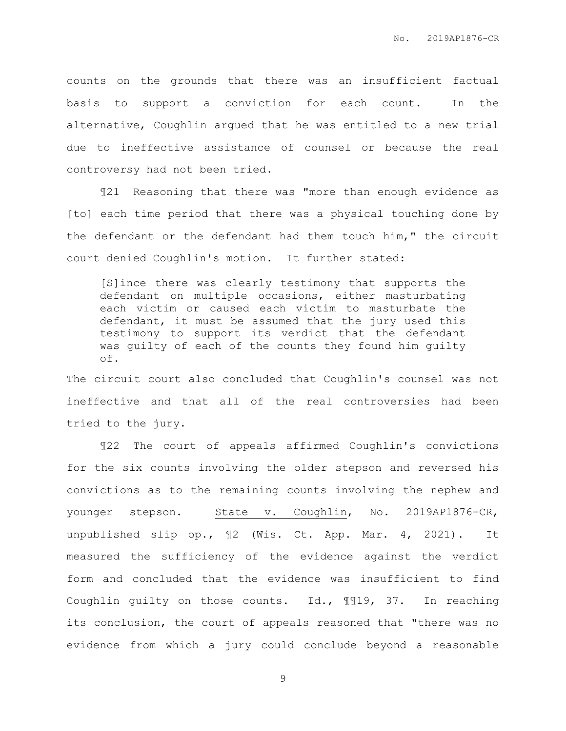counts on the grounds that there was an insufficient factual basis to support a conviction for each count. In the alternative, Coughlin argued that he was entitled to a new trial due to ineffective assistance of counsel or because the real controversy had not been tried.

¶21 Reasoning that there was "more than enough evidence as [to] each time period that there was a physical touching done by the defendant or the defendant had them touch him," the circuit court denied Coughlin's motion. It further stated:

> [S]ince there was clearly testimony that supports the defendant on multiple occasions, either masturbating each victim or caused each victim to masturbate the defendant, it must be assumed that the jury used this testimony to support its verdict that the defendant was guilty of each of the counts they found him guilty of.

The circuit court also concluded that Coughlin's counsel was not ineffective and that all of the real controversies had been tried to the jury.

¶22 The court of appeals affirmed Coughlin's convictions for the six counts involving the older stepson and reversed his convictions as to the remaining counts involving the nephew and younger stepson. State v. Coughlin, No. 2019AP1876-CR, unpublished slip op., ¶2 (Wis. Ct. App. Mar. 4, 2021). It measured the sufficiency of the evidence against the verdict form and concluded that the evidence was insufficient to find Coughlin guilty on those counts. Id., ¶¶19, 37. In reaching its conclusion, the court of appeals reasoned that "there was no evidence from which a jury could conclude beyond a reasonable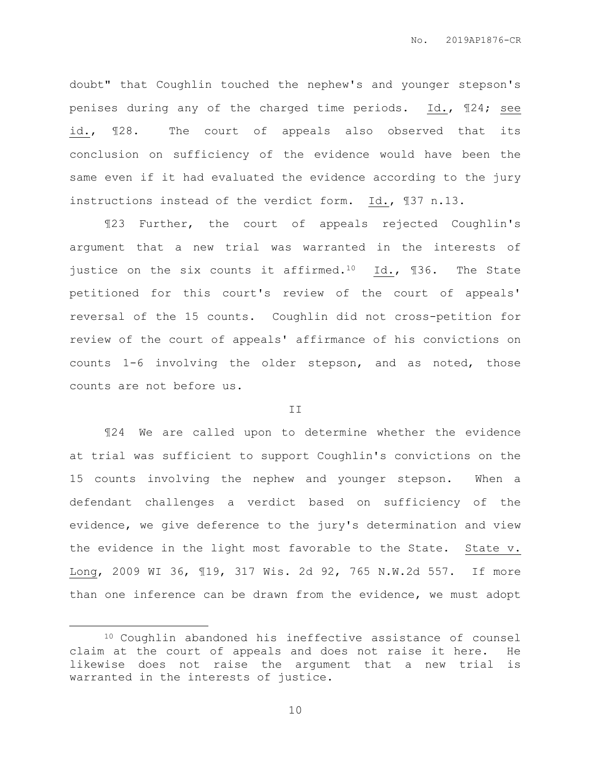doubt" that Coughlin touched the nephew's and younger stepson's penises during any of the charged time periods. Id., ¶24; see id., ¶28. The court of appeals also observed that its conclusion on sufficiency of the evidence would have been the same even if it had evaluated the evidence according to the jury instructions instead of the verdict form. Id., ¶37 n.13.

¶23 Further, the court of appeals rejected Coughlin's argument that a new trial was warranted in the interests of justice on the six counts it affirmed.[10] Id., ¶36. The State petitioned for this court's review of the court of appeals' reversal of the 15 counts. Coughlin did not cross-petition for review of the court of appeals' affirmance of his convictions on counts 1-6 involving the older stepson, and as noted, those counts are not before us.

## II

¶24 We are called upon to determine whether the evidence at trial was sufficient to support Coughlin's convictions on the 15 counts involving the nephew and younger stepson. When a defendant challenges a verdict based on sufficiency of the evidence, we give deference to the jury's determination and view the evidence in the light most favorable to the State. State v. Long, 2009 WI 36, ¶19, 317 Wis. 2d 92, 765 N.W.2d 557. If more than one inference can be drawn from the evidence, we must adopt

---

[10] Coughlin abandoned his ineffective assistance of counsel claim at the court of appeals and does not raise it here. He likewise does not raise the argument that a new trial is warranted in the interests of justice.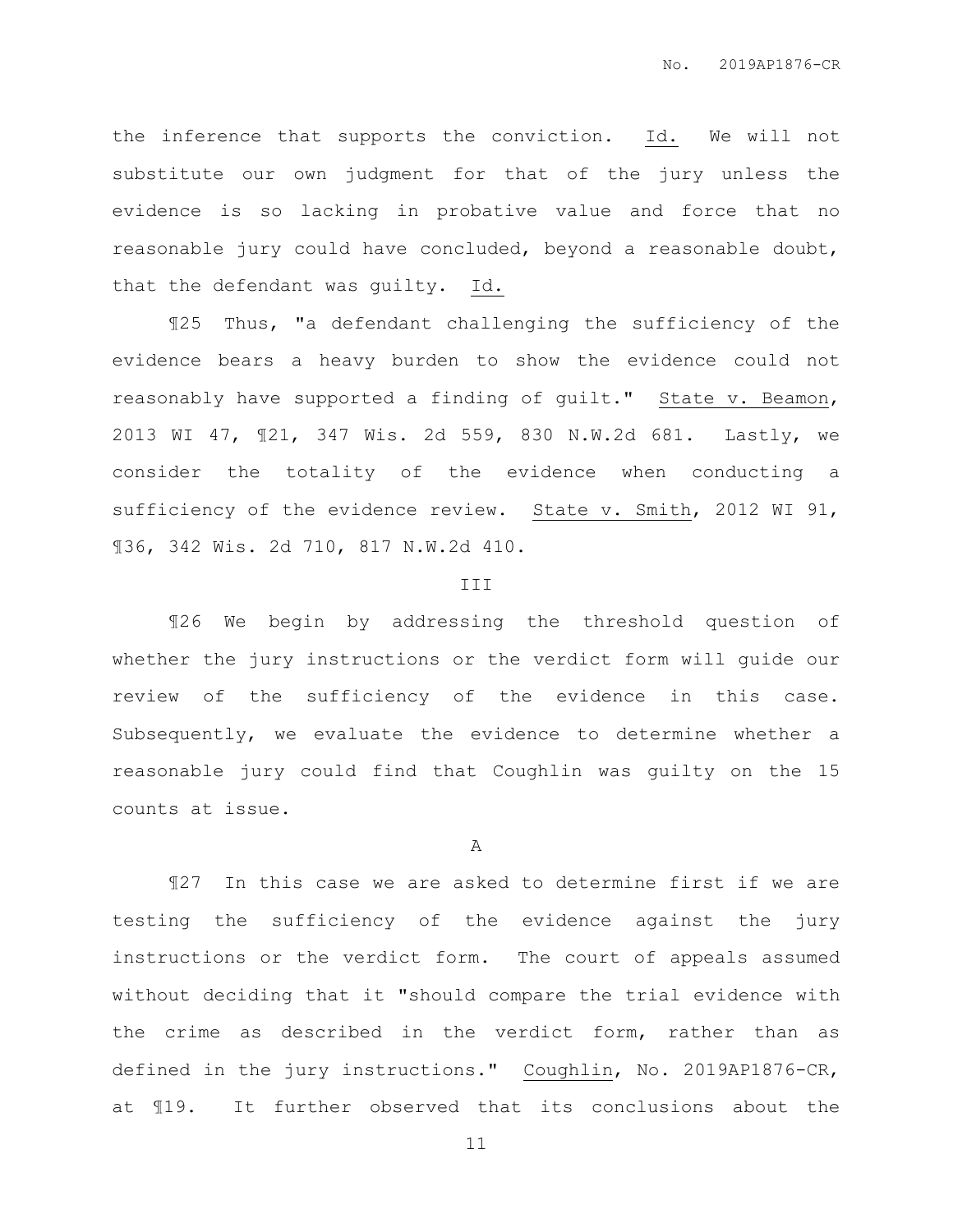the inference that supports the conviction. Id. We will not substitute our own judgment for that of the jury unless the evidence is so lacking in probative value and force that no reasonable jury could have concluded, beyond a reasonable doubt, that the defendant was guilty. Id.

¶25 Thus, "a defendant challenging the sufficiency of the evidence bears a heavy burden to show the evidence could not reasonably have supported a finding of guilt." State v. Beamon, 2013 WI 47, ¶21, 347 Wis. 2d 559, 830 N.W.2d 681. Lastly, we consider the totality of the evidence when conducting a sufficiency of the evidence review. State v. Smith, 2012 WI 91, ¶36, 342 Wis. 2d 710, 817 N.W.2d 410.

## III

¶26 We begin by addressing the threshold question of whether the jury instructions or the verdict form will guide our review of the sufficiency of the evidence in this case. Subsequently, we evaluate the evidence to determine whether a reasonable jury could find that Coughlin was guilty on the 15 counts at issue.

### A

¶27 In this case we are asked to determine first if we are testing the sufficiency of the evidence against the jury instructions or the verdict form. The court of appeals assumed without deciding that it "should compare the trial evidence with the crime as described in the verdict form, rather than as defined in the jury instructions." Coughlin, No. 2019AP1876-CR, at ¶19. It further observed that its conclusions about the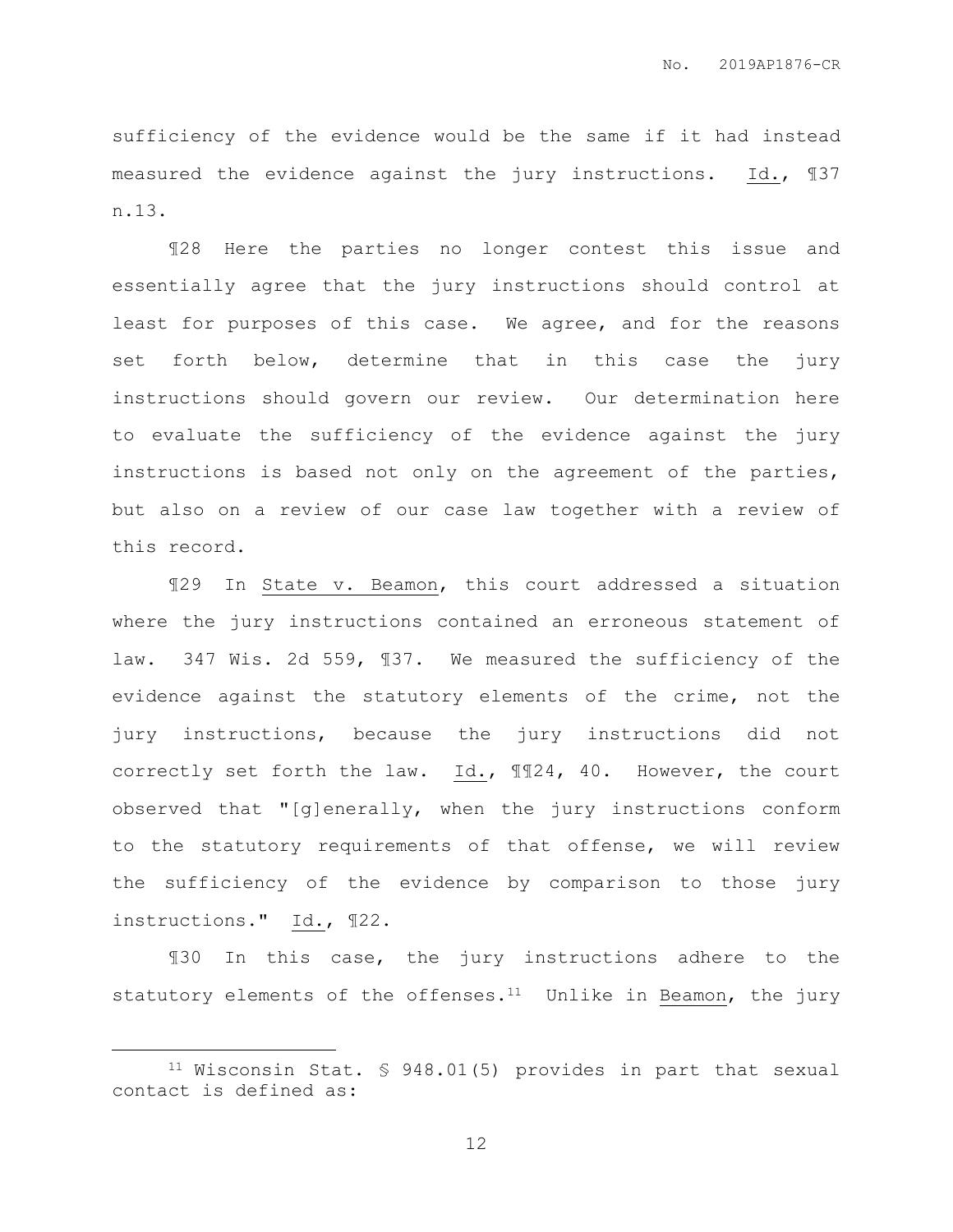sufficiency of the evidence would be the same if it had instead measured the evidence against the jury instructions. Id., ¶37 n.13.

¶28 Here the parties no longer contest this issue and essentially agree that the jury instructions should control at least for purposes of this case. We agree, and for the reasons set forth below, determine that in this case the jury instructions should govern our review. Our determination here to evaluate the sufficiency of the evidence against the jury instructions is based not only on the agreement of the parties, but also on a review of our case law together with a review of this record.

¶29 In State v. Beamon, this court addressed a situation where the jury instructions contained an erroneous statement of law. 347 Wis. 2d 559, ¶37. We measured the sufficiency of the evidence against the statutory elements of the crime, not the jury instructions, because the jury instructions did not correctly set forth the law. Id., ¶¶24, 40. However, the court observed that "[g]enerally, when the jury instructions conform to the statutory requirements of that offense, we will review the sufficiency of the evidence by comparison to those jury instructions." Id., ¶22.

¶30 In this case, the jury instructions adhere to the statutory elements of the offenses.[11] Unlike in Beamon, the jury

---

[11] Wisconsin Stat. § 948.01(5) provides in part that sexual contact is defined as: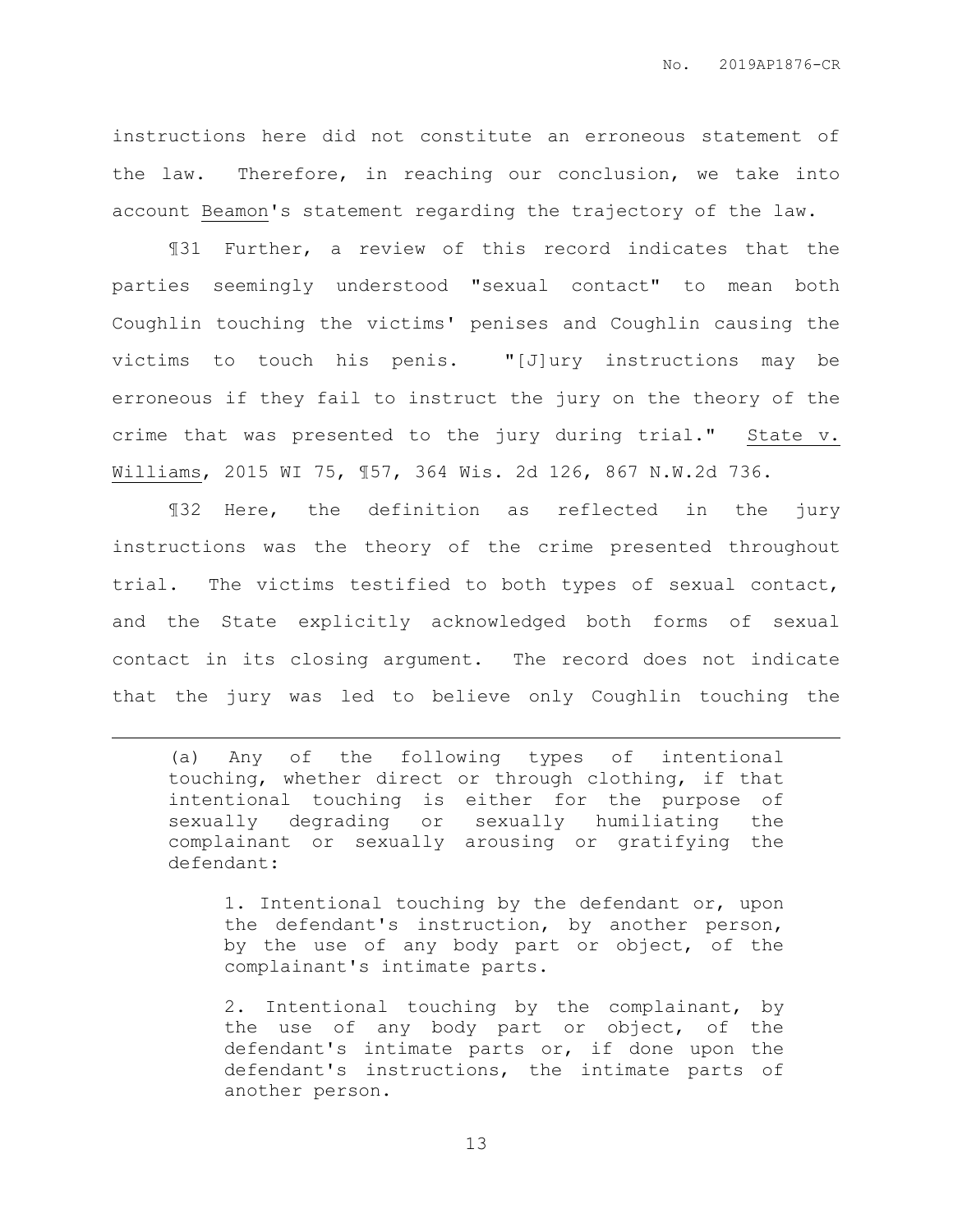instructions here did not constitute an erroneous statement of the law. Therefore, in reaching our conclusion, we take into account Beamon's statement regarding the trajectory of the law.

¶31 Further, a review of this record indicates that the parties seemingly understood "sexual contact" to mean both Coughlin touching the victims' penises and Coughlin causing the victims to touch his penis. "[J]ury instructions may be erroneous if they fail to instruct the jury on the theory of the crime that was presented to the jury during trial." State v. Williams, 2015 WI 75, ¶57, 364 Wis. 2d 126, 867 N.W.2d 736.

¶32 Here, the definition as reflected in the jury instructions was the theory of the crime presented throughout trial. The victims testified to both types of sexual contact, and the State explicitly acknowledged both forms of sexual contact in its closing argument. The record does not indicate that the jury was led to believe only Coughlin touching the

---

> (a) Any of the following types of intentional touching, whether direct or through clothing, if that intentional touching is either for the purpose of sexually degrading or sexually humiliating the complainant or sexually arousing or gratifying the defendant:
>
> > 1. Intentional touching by the defendant or, upon the defendant's instruction, by another person, by the use of any body part or object, of the complainant's intimate parts.
> >
> > 2. Intentional touching by the complainant, by the use of any body part or object, of the defendant's intimate parts or, if done upon the defendant's instructions, the intimate parts of another person.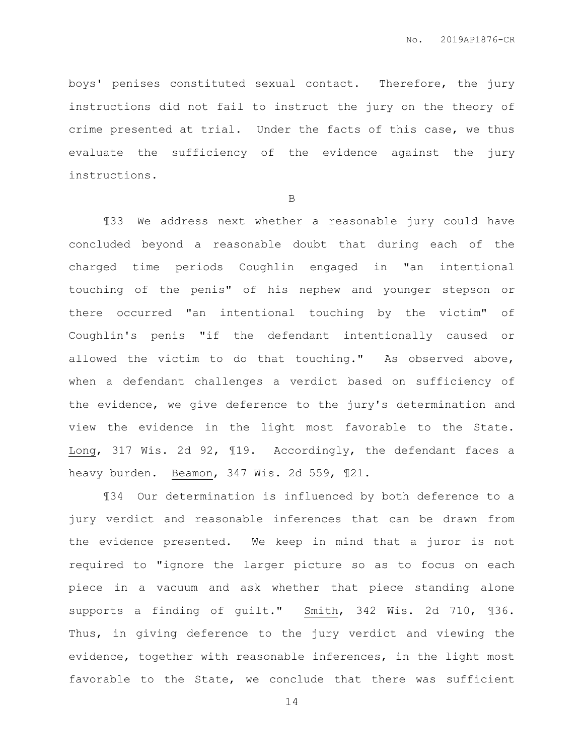boys' penises constituted sexual contact. Therefore, the jury instructions did not fail to instruct the jury on the theory of crime presented at trial. Under the facts of this case, we thus evaluate the sufficiency of the evidence against the jury instructions.

B

¶33 We address next whether a reasonable jury could have concluded beyond a reasonable doubt that during each of the charged time periods Coughlin engaged in "an intentional touching of the penis" of his nephew and younger stepson or there occurred "an intentional touching by the victim" of Coughlin's penis "if the defendant intentionally caused or allowed the victim to do that touching." As observed above, when a defendant challenges a verdict based on sufficiency of the evidence, we give deference to the jury's determination and view the evidence in the light most favorable to the State. Long, 317 Wis. 2d 92, ¶19. Accordingly, the defendant faces a heavy burden. Beamon, 347 Wis. 2d 559, ¶21.

¶34 Our determination is influenced by both deference to a jury verdict and reasonable inferences that can be drawn from the evidence presented. We keep in mind that a juror is not required to "ignore the larger picture so as to focus on each piece in a vacuum and ask whether that piece standing alone supports a finding of guilt." Smith, 342 Wis. 2d 710, ¶36. Thus, in giving deference to the jury verdict and viewing the evidence, together with reasonable inferences, in the light most favorable to the State, we conclude that there was sufficient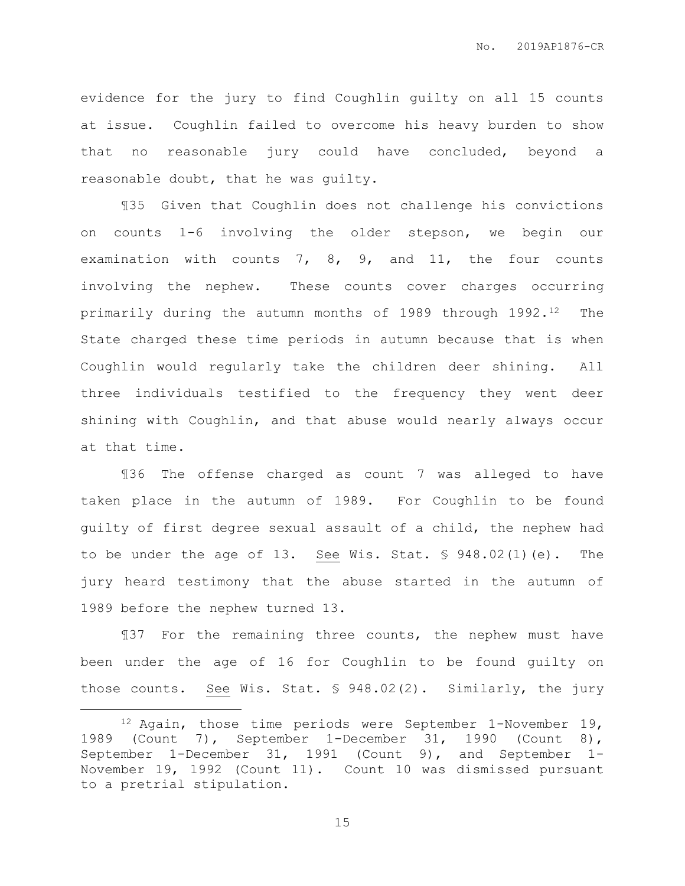evidence for the jury to find Coughlin guilty on all 15 counts at issue. Coughlin failed to overcome his heavy burden to show that no reasonable jury could have concluded, beyond a reasonable doubt, that he was guilty.

¶35 Given that Coughlin does not challenge his convictions on counts 1-6 involving the older stepson, we begin our examination with counts 7, 8, 9, and 11, the four counts involving the nephew. These counts cover charges occurring primarily during the autumn months of 1989 through 1992.[12] The State charged these time periods in autumn because that is when Coughlin would regularly take the children deer shining. All three individuals testified to the frequency they went deer shining with Coughlin, and that abuse would nearly always occur at that time.

¶36 The offense charged as count 7 was alleged to have taken place in the autumn of 1989. For Coughlin to be found guilty of first degree sexual assault of a child, the nephew had to be under the age of 13. See Wis. Stat. § 948.02(1)(e). The jury heard testimony that the abuse started in the autumn of 1989 before the nephew turned 13.

¶37 For the remaining three counts, the nephew must have been under the age of 16 for Coughlin to be found guilty on those counts. See Wis. Stat. § 948.02(2). Similarly, the jury

---

[12] Again, those time periods were September 1-November 19, 1989 (Count 7), September 1-December 31, 1990 (Count 8), September 1-December 31, 1991 (Count 9), and September 1-November 19, 1992 (Count 11). Count 10 was dismissed pursuant to a pretrial stipulation.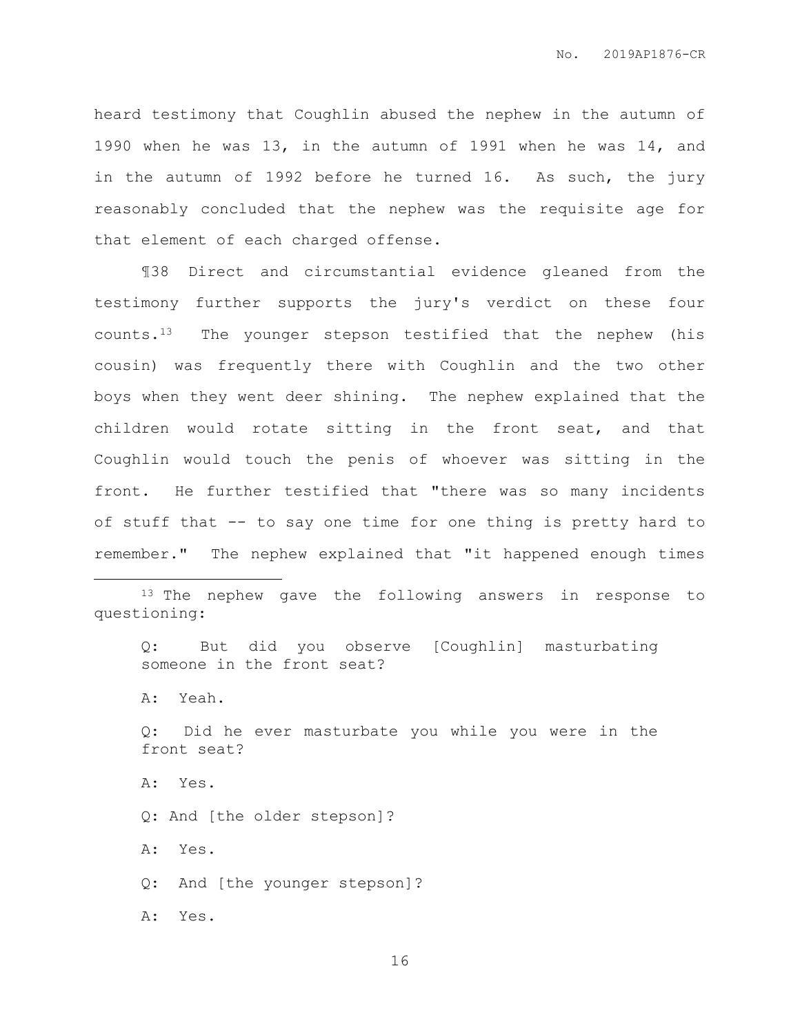heard testimony that Coughlin abused the nephew in the autumn of 1990 when he was 13, in the autumn of 1991 when he was 14, and in the autumn of 1992 before he turned 16. As such, the jury reasonably concluded that the nephew was the requisite age for that element of each charged offense.

¶38 Direct and circumstantial evidence gleaned from the testimony further supports the jury's verdict on these four counts.[13] The younger stepson testified that the nephew (his cousin) was frequently there with Coughlin and the two other boys when they went deer shining. The nephew explained that the children would rotate sitting in the front seat, and that Coughlin would touch the penis of whoever was sitting in the front. He further testified that "there was so many incidents of stuff that -- to say one time for one thing is pretty hard to remember." The nephew explained that "it happened enough times

---

[13] The nephew gave the following answers in response to questioning:

> Q: But did you observe [Coughlin] masturbating someone in the front seat?
>
> A: Yeah.
>
> Q: Did he ever masturbate you while you were in the front seat?
>
> A: Yes.
>
> Q: And [the older stepson]?
>
> A: Yes.
>
> Q: And [the younger stepson]?
>
> A: Yes.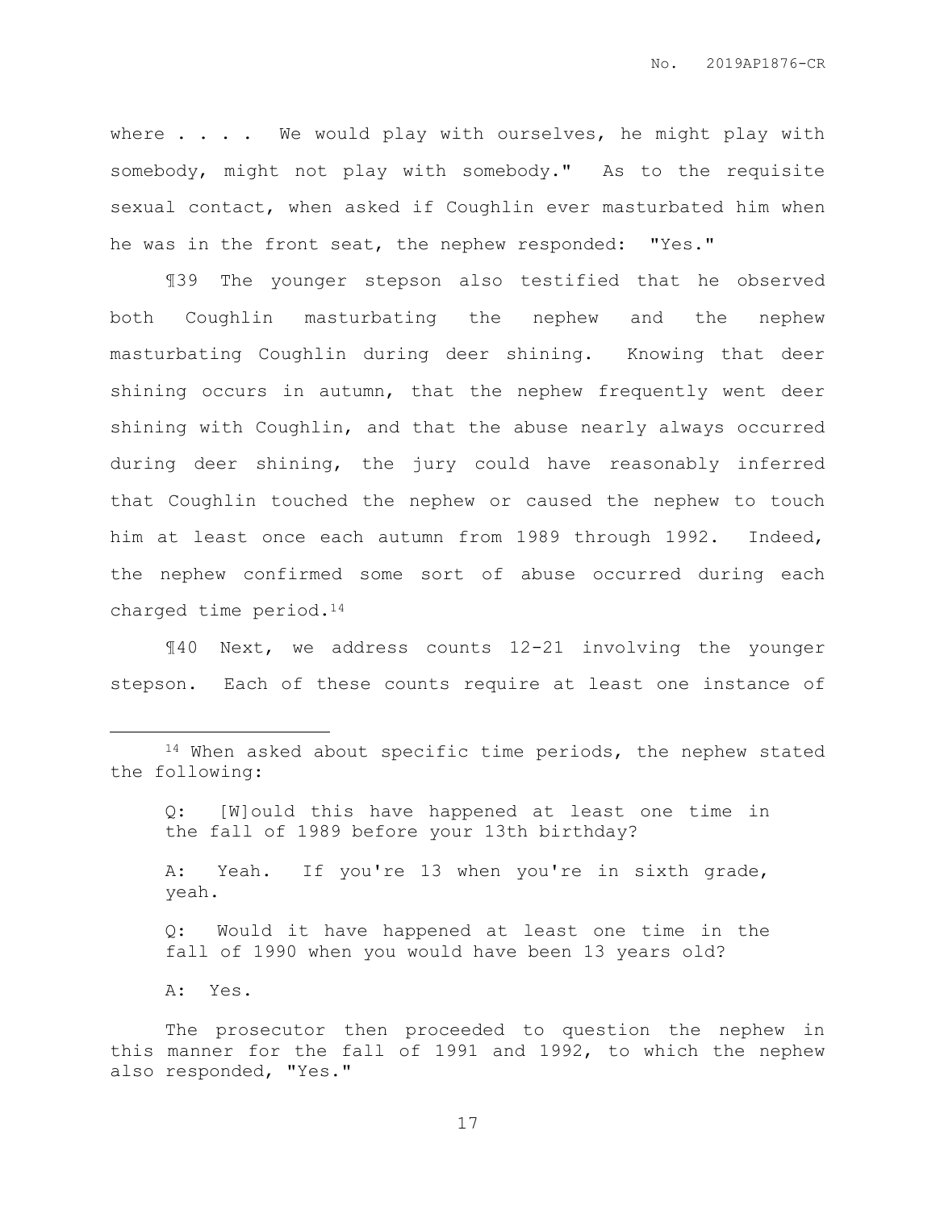where . . . . We would play with ourselves, he might play with somebody, might not play with somebody." As to the requisite sexual contact, when asked if Coughlin ever masturbated him when he was in the front seat, the nephew responded: "Yes."

¶39 The younger stepson also testified that he observed both Coughlin masturbating the nephew and the nephew masturbating Coughlin during deer shining. Knowing that deer shining occurs in autumn, that the nephew frequently went deer shining with Coughlin, and that the abuse nearly always occurred during deer shining, the jury could have reasonably inferred that Coughlin touched the nephew or caused the nephew to touch him at least once each autumn from 1989 through 1992. Indeed, the nephew confirmed some sort of abuse occurred during each charged time period.[14]

¶40 Next, we address counts 12-21 involving the younger stepson. Each of these counts require at least one instance of

---

[14] When asked about specific time periods, the nephew stated the following:

> Q: [W]ould this have happened at least one time in the fall of 1989 before your 13th birthday?
>
> A: Yeah. If you're 13 when you're in sixth grade, yeah.
>
> Q: Would it have happened at least one time in the fall of 1990 when you would have been 13 years old?
>
> A: Yes.

The prosecutor then proceeded to question the nephew in this manner for the fall of 1991 and 1992, to which the nephew also responded, "Yes."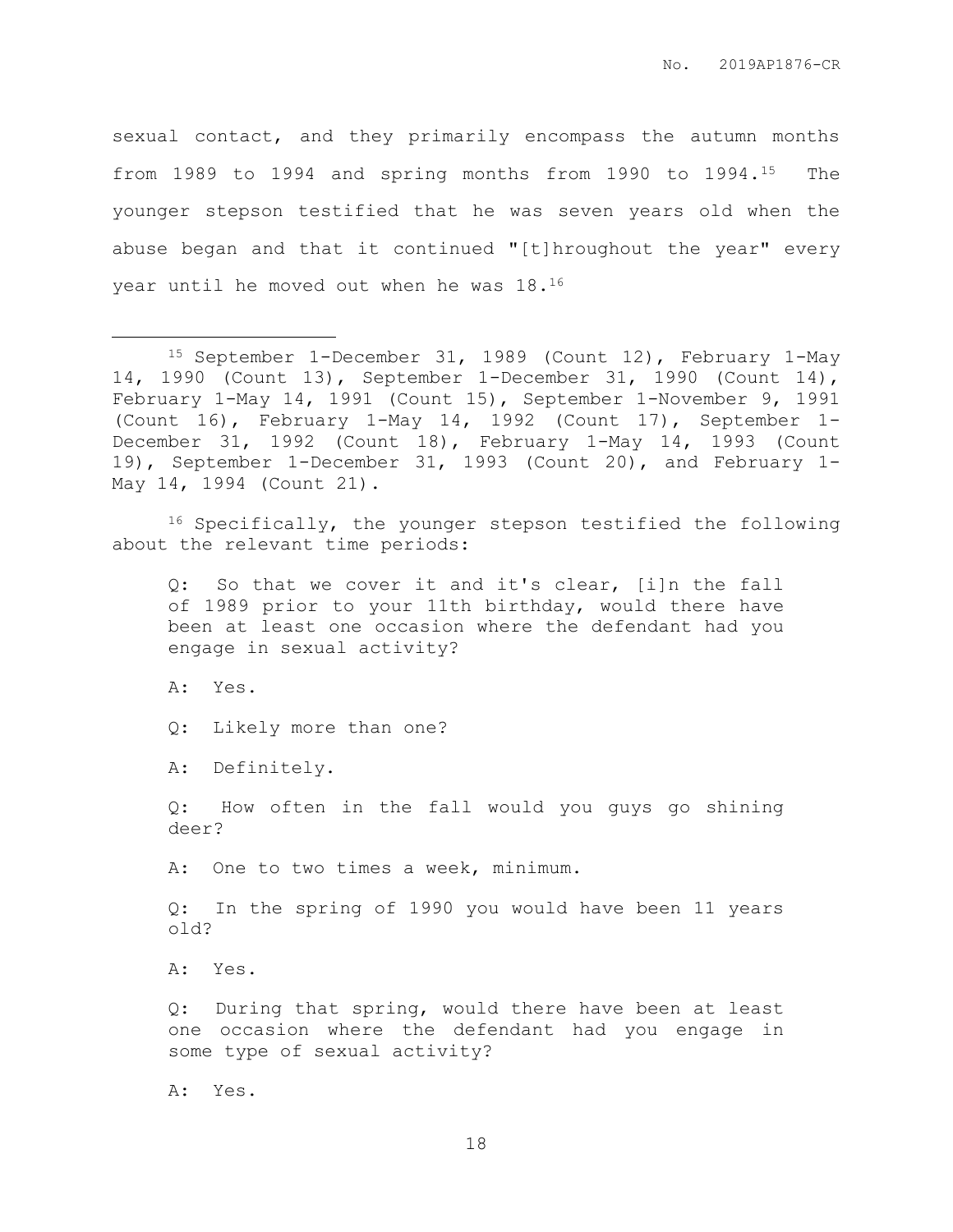sexual contact, and they primarily encompass the autumn months from 1989 to 1994 and spring months from 1990 to 1994.[15] The younger stepson testified that he was seven years old when the abuse began and that it continued "[t]hroughout the year" every year until he moved out when he was 18.[16]

---

[15] September 1-December 31, 1989 (Count 12), February 1-May 14, 1990 (Count 13), September 1-December 31, 1990 (Count 14), February 1-May 14, 1991 (Count 15), September 1-November 9, 1991 (Count 16), February 1-May 14, 1992 (Count 17), September 1-December 31, 1992 (Count 18), February 1-May 14, 1993 (Count 19), September 1-December 31, 1993 (Count 20), and February 1-May 14, 1994 (Count 21).

[16] Specifically, the younger stepson testified the following about the relevant time periods:

> Q: So that we cover it and it's clear, [i]n the fall of 1989 prior to your 11th birthday, would there have been at least one occasion where the defendant had you engage in sexual activity?
>
> A: Yes.
>
> Q: Likely more than one?
>
> A: Definitely.
>
> Q: How often in the fall would you guys go shining deer?
>
> A: One to two times a week, minimum.
>
> Q: In the spring of 1990 you would have been 11 years old?
>
> A: Yes.
>
> Q: During that spring, would there have been at least one occasion where the defendant had you engage in some type of sexual activity?
>
> A: Yes.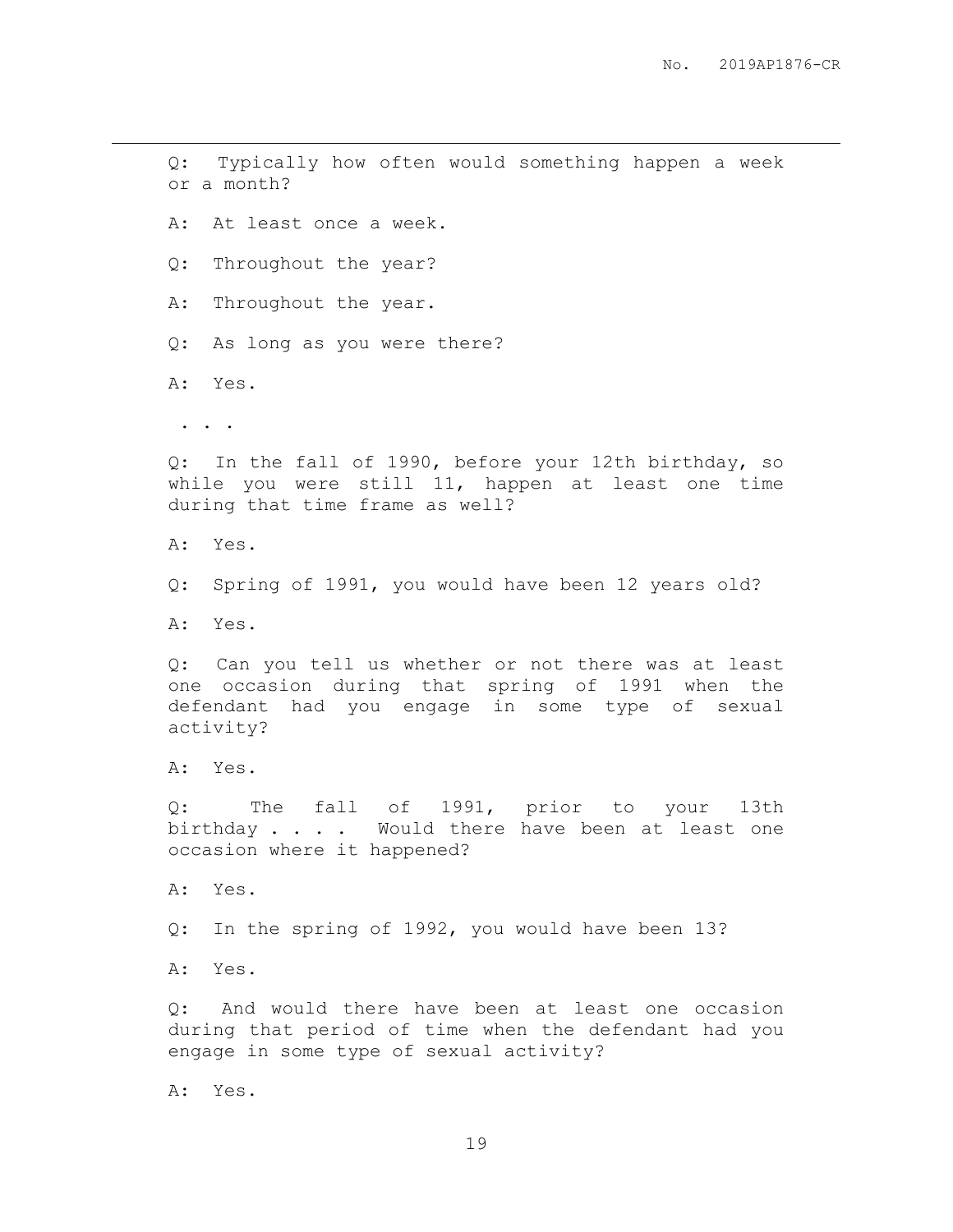Q: Typically how often would something happen a week or a month?

A: At least once a week.

Q: Throughout the year?

A: Throughout the year.

Q: As long as you were there?

A: Yes.

. . .

Q: In the fall of 1990, before your 12th birthday, so while you were still 11, happen at least one time during that time frame as well?

A: Yes.

Q: Spring of 1991, you would have been 12 years old?

A: Yes.

Q: Can you tell us whether or not there was at least one occasion during that spring of 1991 when the defendant had you engage in some type of sexual activity?

A: Yes.

Q: The fall of 1991, prior to your 13th birthday . . . . Would there have been at least one occasion where it happened?

A: Yes.

Q: In the spring of 1992, you would have been 13?

A: Yes.

Q: And would there have been at least one occasion during that period of time when the defendant had you engage in some type of sexual activity?

A: Yes.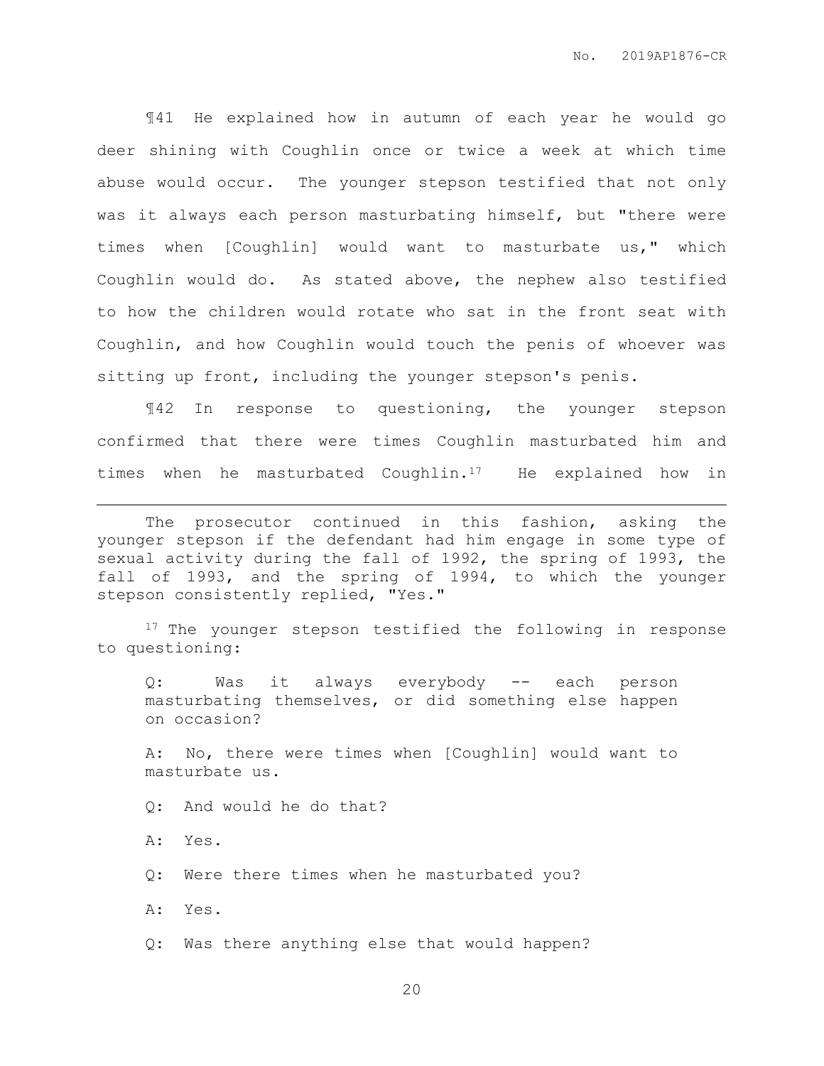¶41 He explained how in autumn of each year he would go deer shining with Coughlin once or twice a week at which time abuse would occur. The younger stepson testified that not only was it always each person masturbating himself, but "there were times when [Coughlin] would want to masturbate us," which Coughlin would do. As stated above, the nephew also testified to how the children would rotate who sat in the front seat with Coughlin, and how Coughlin would touch the penis of whoever was sitting up front, including the younger stepson's penis.

¶42 In response to questioning, the younger stepson confirmed that there were times Coughlin masturbated him and times when he masturbated Coughlin.[17] He explained how in

---

The prosecutor continued in this fashion, asking the younger stepson if the defendant had him engage in some type of sexual activity during the fall of 1992, the spring of 1993, the fall of 1993, and the spring of 1994, to which the younger stepson consistently replied, "Yes."

[17] The younger stepson testified the following in response to questioning:

> Q: Was it always everybody -- each person masturbating themselves, or did something else happen on occasion?
>
> A: No, there were times when [Coughlin] would want to masturbate us.
>
> Q: And would he do that?
>
> A: Yes.
>
> Q: Were there times when he masturbated you?
>
> A: Yes.
>
> Q: Was there anything else that would happen?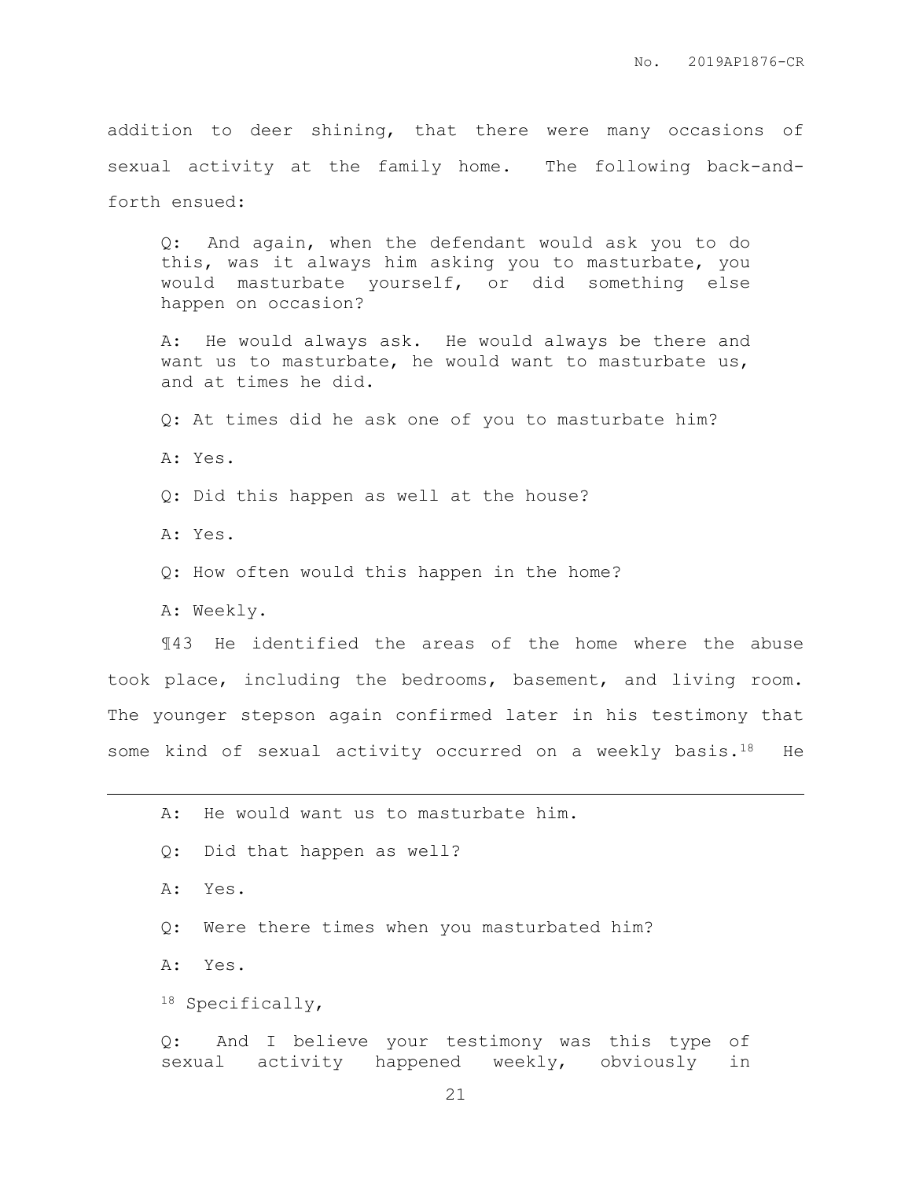addition to deer shining, that there were many occasions of sexual activity at the family home. The following back-and-forth ensued:

> Q: And again, when the defendant would ask you to do this, was it always him asking you to masturbate, you would masturbate yourself, or did something else happen on occasion?
>
> A: He would always ask. He would always be there and want us to masturbate, he would want to masturbate us, and at times he did.
>
> Q: At times did he ask one of you to masturbate him?
>
> A: Yes.
>
> Q: Did this happen as well at the house?
>
> A: Yes.
>
> Q: How often would this happen in the home?
>
> A: Weekly.

¶43 He identified the areas of the home where the abuse took place, including the bedrooms, basement, and living room. The younger stepson again confirmed later in his testimony that some kind of sexual activity occurred on a weekly basis.[18] He

---

> A: He would want us to masturbate him.
>
> Q: Did that happen as well?
>
> A: Yes.
>
> Q: Were there times when you masturbated him?
>
> A: Yes.

[18] Specifically,

> Q: And I believe your testimony was this type of sexual activity happened weekly, obviously in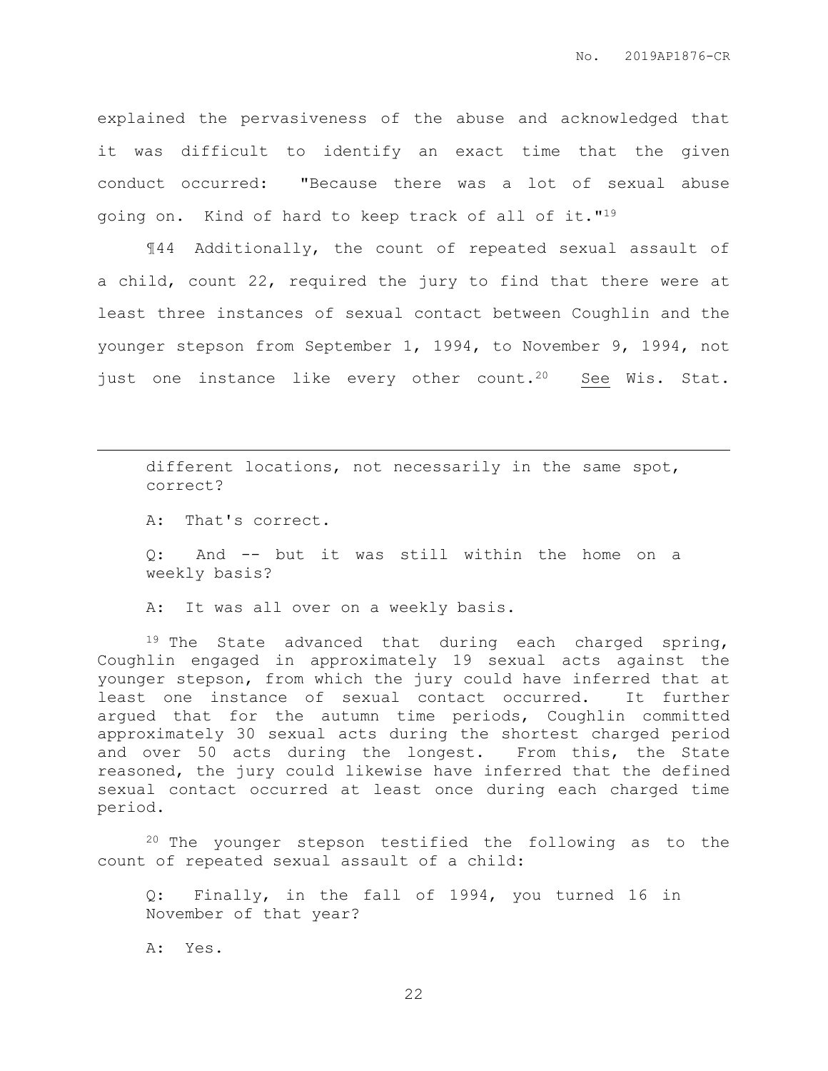explained the pervasiveness of the abuse and acknowledged that it was difficult to identify an exact time that the given conduct occurred: "Because there was a lot of sexual abuse going on. Kind of hard to keep track of all of it."[19]

¶44 Additionally, the count of repeated sexual assault of a child, count 22, required the jury to find that there were at least three instances of sexual contact between Coughlin and the younger stepson from September 1, 1994, to November 9, 1994, not just one instance like every other count.[20] See Wis. Stat.

---

> different locations, not necessarily in the same spot, correct?
>
> A: That's correct.
>
> Q: And -- but it was still within the home on a weekly basis?
>
> A: It was all over on a weekly basis.

[19] The State advanced that during each charged spring, Coughlin engaged in approximately 19 sexual acts against the younger stepson, from which the jury could have inferred that at least one instance of sexual contact occurred. It further argued that for the autumn time periods, Coughlin committed approximately 30 sexual acts during the shortest charged period and over 50 acts during the longest. From this, the State reasoned, the jury could likewise have inferred that the defined sexual contact occurred at least once during each charged time period.

[20] The younger stepson testified the following as to the count of repeated sexual assault of a child:

> Q: Finally, in the fall of 1994, you turned 16 in November of that year?
>
> A: Yes.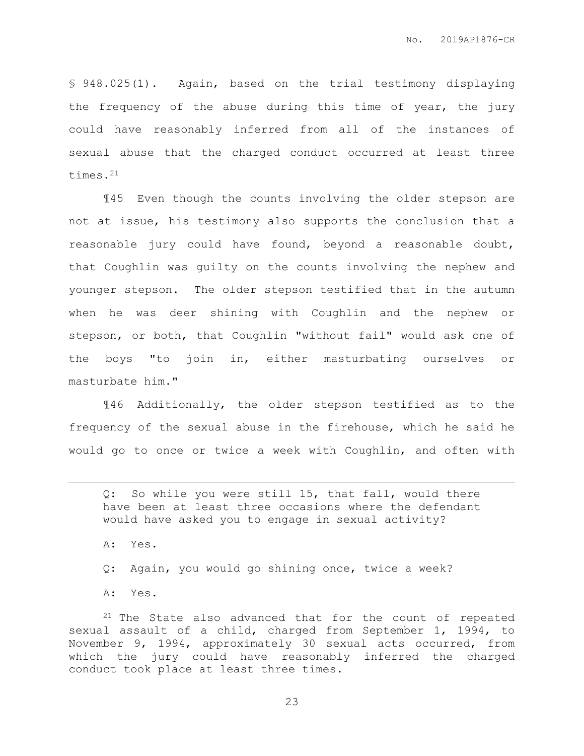§ 948.025(1). Again, based on the trial testimony displaying the frequency of the abuse during this time of year, the jury could have reasonably inferred from all of the instances of sexual abuse that the charged conduct occurred at least three times.[21]

¶45 Even though the counts involving the older stepson are not at issue, his testimony also supports the conclusion that a reasonable jury could have found, beyond a reasonable doubt, that Coughlin was guilty on the counts involving the nephew and younger stepson. The older stepson testified that in the autumn when he was deer shining with Coughlin and the nephew or stepson, or both, that Coughlin "without fail" would ask one of the boys "to join in, either masturbating ourselves or masturbate him."

¶46 Additionally, the older stepson testified as to the frequency of the sexual abuse in the firehouse, which he said he would go to once or twice a week with Coughlin, and often with

---

> Q: So while you were still 15, that fall, would there have been at least three occasions where the defendant would have asked you to engage in sexual activity?
>
> A: Yes.
>
> Q: Again, you would go shining once, twice a week?
>
> A: Yes.

[21] The State also advanced that for the count of repeated sexual assault of a child, charged from September 1, 1994, to November 9, 1994, approximately 30 sexual acts occurred, from which the jury could have reasonably inferred the charged conduct took place at least three times.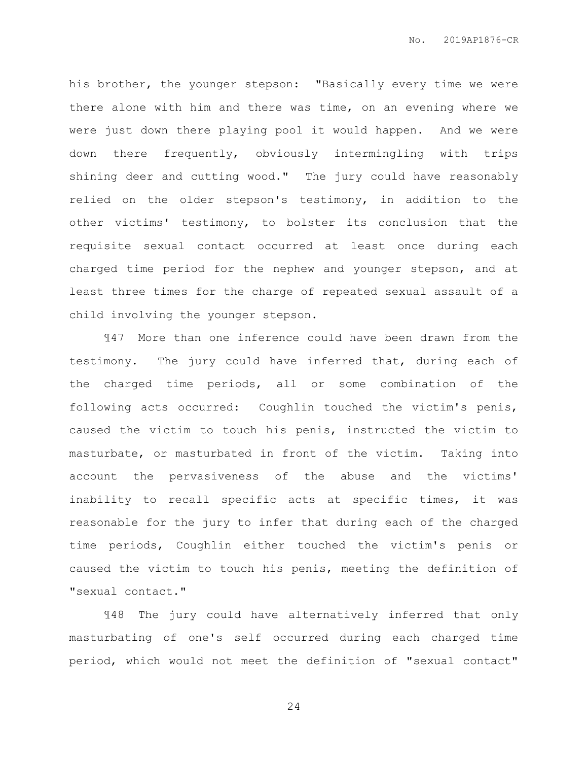his brother, the younger stepson: "Basically every time we were there alone with him and there was time, on an evening where we were just down there playing pool it would happen. And we were down there frequently, obviously intermingling with trips shining deer and cutting wood." The jury could have reasonably relied on the older stepson's testimony, in addition to the other victims' testimony, to bolster its conclusion that the requisite sexual contact occurred at least once during each charged time period for the nephew and younger stepson, and at least three times for the charge of repeated sexual assault of a child involving the younger stepson.

¶47 More than one inference could have been drawn from the testimony. The jury could have inferred that, during each of the charged time periods, all or some combination of the following acts occurred: Coughlin touched the victim's penis, caused the victim to touch his penis, instructed the victim to masturbate, or masturbated in front of the victim. Taking into account the pervasiveness of the abuse and the victims' inability to recall specific acts at specific times, it was reasonable for the jury to infer that during each of the charged time periods, Coughlin either touched the victim's penis or caused the victim to touch his penis, meeting the definition of "sexual contact."

¶48 The jury could have alternatively inferred that only masturbating of one's self occurred during each charged time period, which would not meet the definition of "sexual contact"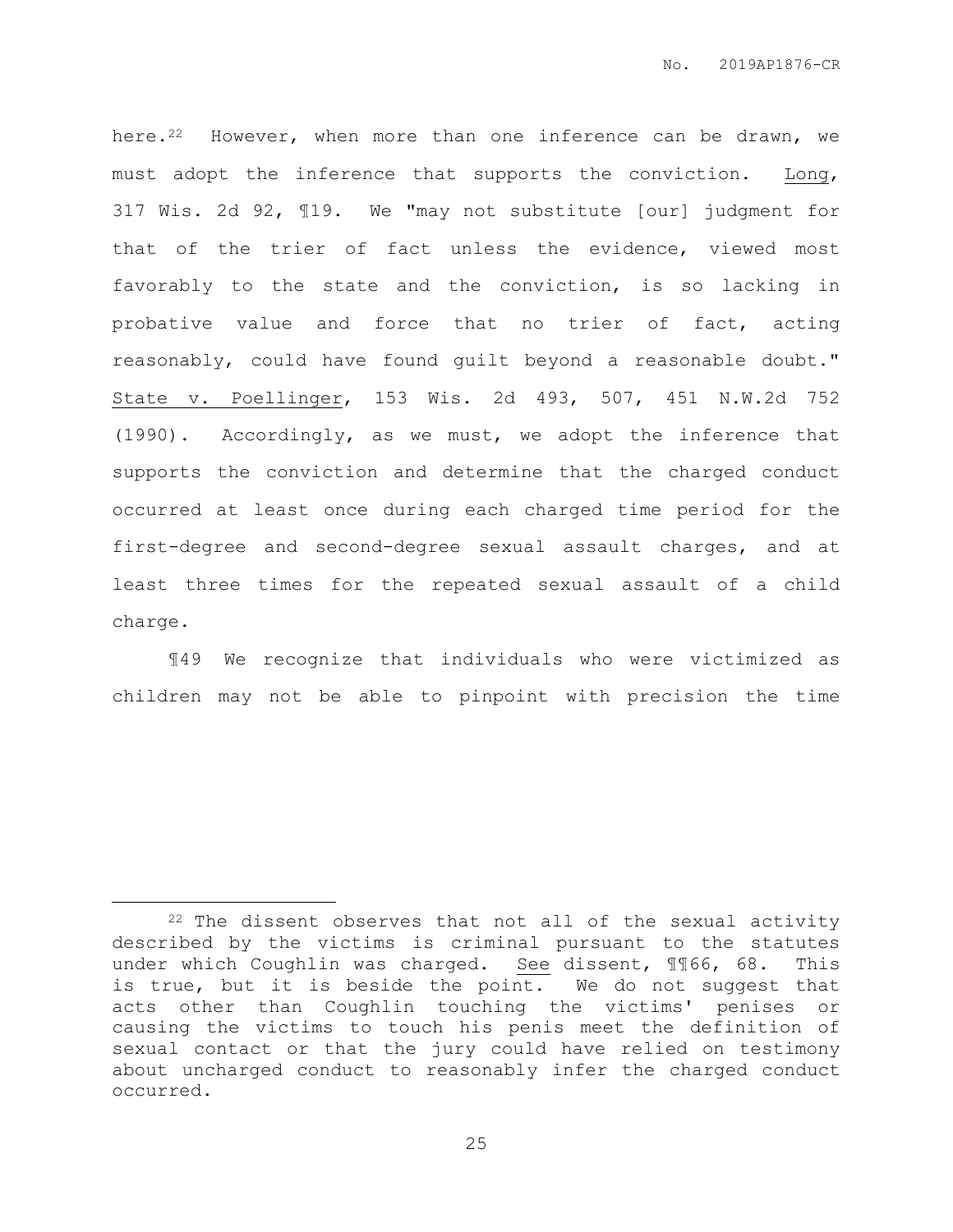here.[22] However, when more than one inference can be drawn, we must adopt the inference that supports the conviction. Long, 317 Wis. 2d 92, ¶19. We "may not substitute [our] judgment for that of the trier of fact unless the evidence, viewed most favorably to the state and the conviction, is so lacking in probative value and force that no trier of fact, acting reasonably, could have found guilt beyond a reasonable doubt." State v. Poellinger, 153 Wis. 2d 493, 507, 451 N.W.2d 752 (1990). Accordingly, as we must, we adopt the inference that supports the conviction and determine that the charged conduct occurred at least once during each charged time period for the first-degree and second-degree sexual assault charges, and at least three times for the repeated sexual assault of a child charge.

¶49 We recognize that individuals who were victimized as children may not be able to pinpoint with precision the time

---

[22] The dissent observes that not all of the sexual activity described by the victims is criminal pursuant to the statutes under which Coughlin was charged. See dissent, ¶¶66, 68. This is true, but it is beside the point. We do not suggest that acts other than Coughlin touching the victims' penises or causing the victims to touch his penis meet the definition of sexual contact or that the jury could have relied on testimony about uncharged conduct to reasonably infer the charged conduct occurred.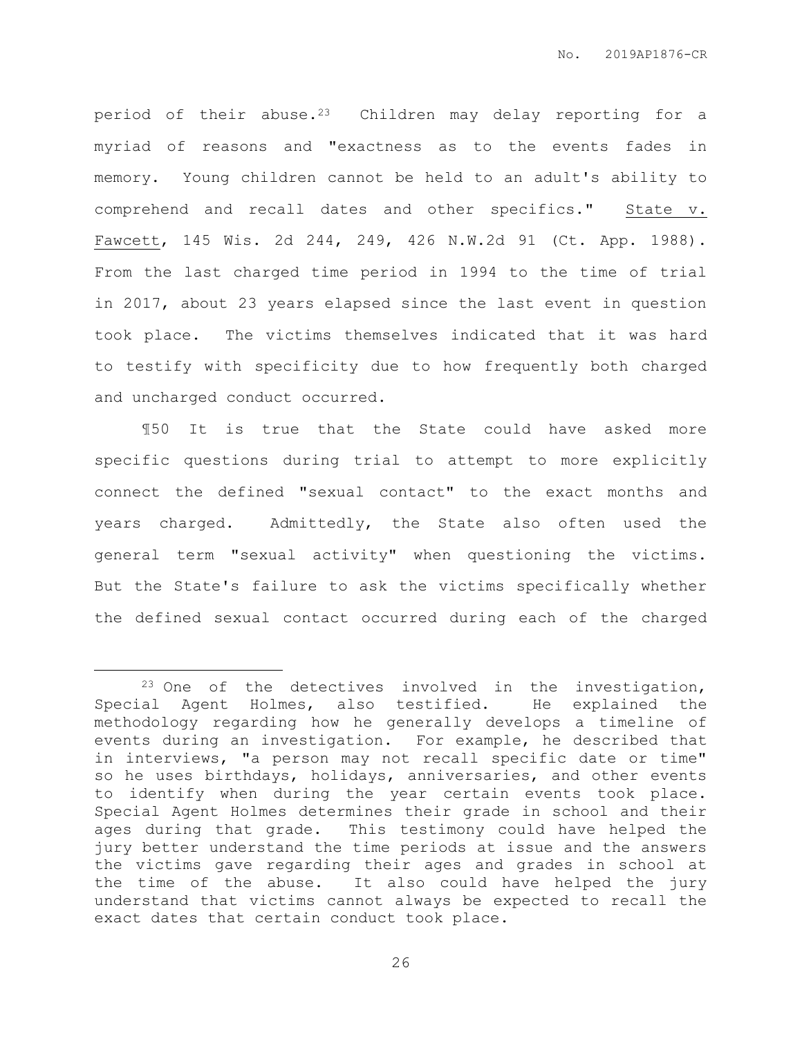period of their abuse.[23] Children may delay reporting for a myriad of reasons and "exactness as to the events fades in memory. Young children cannot be held to an adult's ability to comprehend and recall dates and other specifics." State v. Fawcett, 145 Wis. 2d 244, 249, 426 N.W.2d 91 (Ct. App. 1988). From the last charged time period in 1994 to the time of trial in 2017, about 23 years elapsed since the last event in question took place. The victims themselves indicated that it was hard to testify with specificity due to how frequently both charged and uncharged conduct occurred.

¶50 It is true that the State could have asked more specific questions during trial to attempt to more explicitly connect the defined "sexual contact" to the exact months and years charged. Admittedly, the State also often used the general term "sexual activity" when questioning the victims. But the State's failure to ask the victims specifically whether the defined sexual contact occurred during each of the charged

---

[23] One of the detectives involved in the investigation, Special Agent Holmes, also testified. He explained the methodology regarding how he generally develops a timeline of events during an investigation. For example, he described that in interviews, "a person may not recall specific date or time" so he uses birthdays, holidays, anniversaries, and other events to identify when during the year certain events took place. Special Agent Holmes determines their grade in school and their ages during that grade. This testimony could have helped the jury better understand the time periods at issue and the answers the victims gave regarding their ages and grades in school at the time of the abuse. It also could have helped the jury understand that victims cannot always be expected to recall the exact dates that certain conduct took place.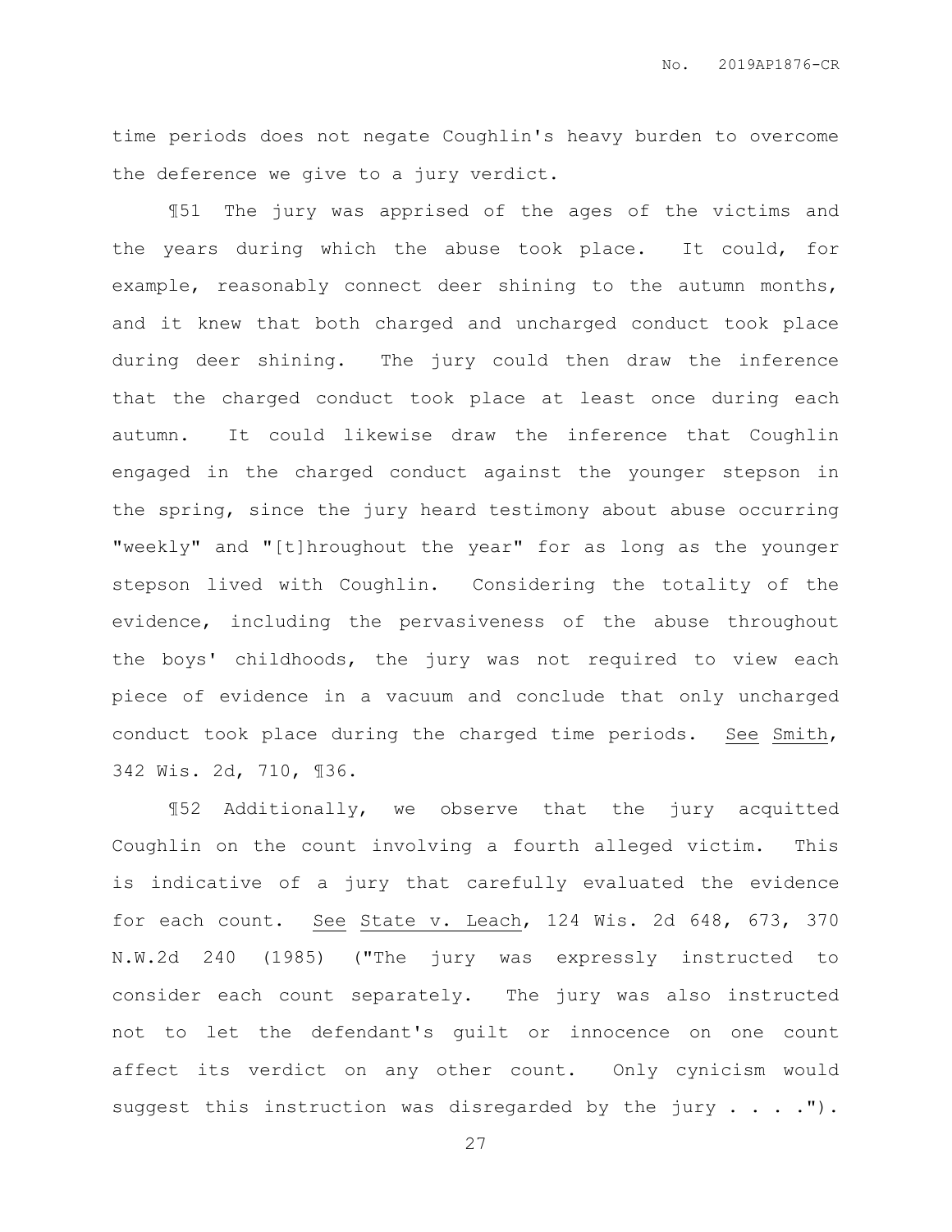time periods does not negate Coughlin's heavy burden to overcome the deference we give to a jury verdict.

¶51 The jury was apprised of the ages of the victims and the years during which the abuse took place. It could, for example, reasonably connect deer shining to the autumn months, and it knew that both charged and uncharged conduct took place during deer shining. The jury could then draw the inference that the charged conduct took place at least once during each autumn. It could likewise draw the inference that Coughlin engaged in the charged conduct against the younger stepson in the spring, since the jury heard testimony about abuse occurring "weekly" and "[t]hroughout the year" for as long as the younger stepson lived with Coughlin. Considering the totality of the evidence, including the pervasiveness of the abuse throughout the boys' childhoods, the jury was not required to view each piece of evidence in a vacuum and conclude that only uncharged conduct took place during the charged time periods. See Smith, 342 Wis. 2d, 710, ¶36.

¶52 Additionally, we observe that the jury acquitted Coughlin on the count involving a fourth alleged victim. This is indicative of a jury that carefully evaluated the evidence for each count. See State v. Leach, 124 Wis. 2d 648, 673, 370 N.W.2d 240 (1985) ("The jury was expressly instructed to consider each count separately. The jury was also instructed not to let the defendant's guilt or innocence on one count affect its verdict on any other count. Only cynicism would suggest this instruction was disregarded by the jury . . . .").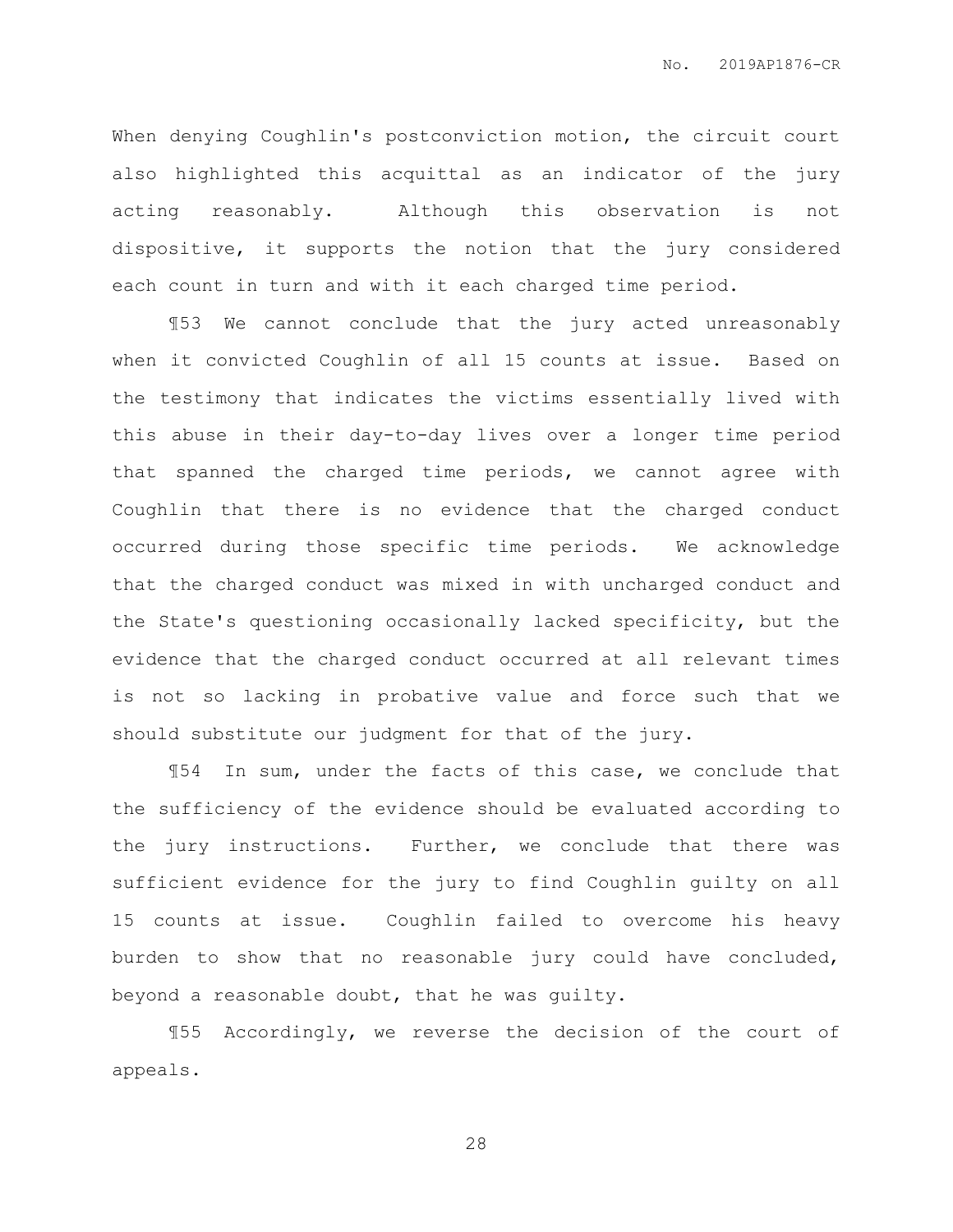When denying Coughlin's postconviction motion, the circuit court also highlighted this acquittal as an indicator of the jury acting reasonably. Although this observation is not dispositive, it supports the notion that the jury considered each count in turn and with it each charged time period.

¶53 We cannot conclude that the jury acted unreasonably when it convicted Coughlin of all 15 counts at issue. Based on the testimony that indicates the victims essentially lived with this abuse in their day-to-day lives over a longer time period that spanned the charged time periods, we cannot agree with Coughlin that there is no evidence that the charged conduct occurred during those specific time periods. We acknowledge that the charged conduct was mixed in with uncharged conduct and the State's questioning occasionally lacked specificity, but the evidence that the charged conduct occurred at all relevant times is not so lacking in probative value and force such that we should substitute our judgment for that of the jury.

¶54 In sum, under the facts of this case, we conclude that the sufficiency of the evidence should be evaluated according to the jury instructions. Further, we conclude that there was sufficient evidence for the jury to find Coughlin guilty on all 15 counts at issue. Coughlin failed to overcome his heavy burden to show that no reasonable jury could have concluded, beyond a reasonable doubt, that he was guilty.

¶55 Accordingly, we reverse the decision of the court of appeals.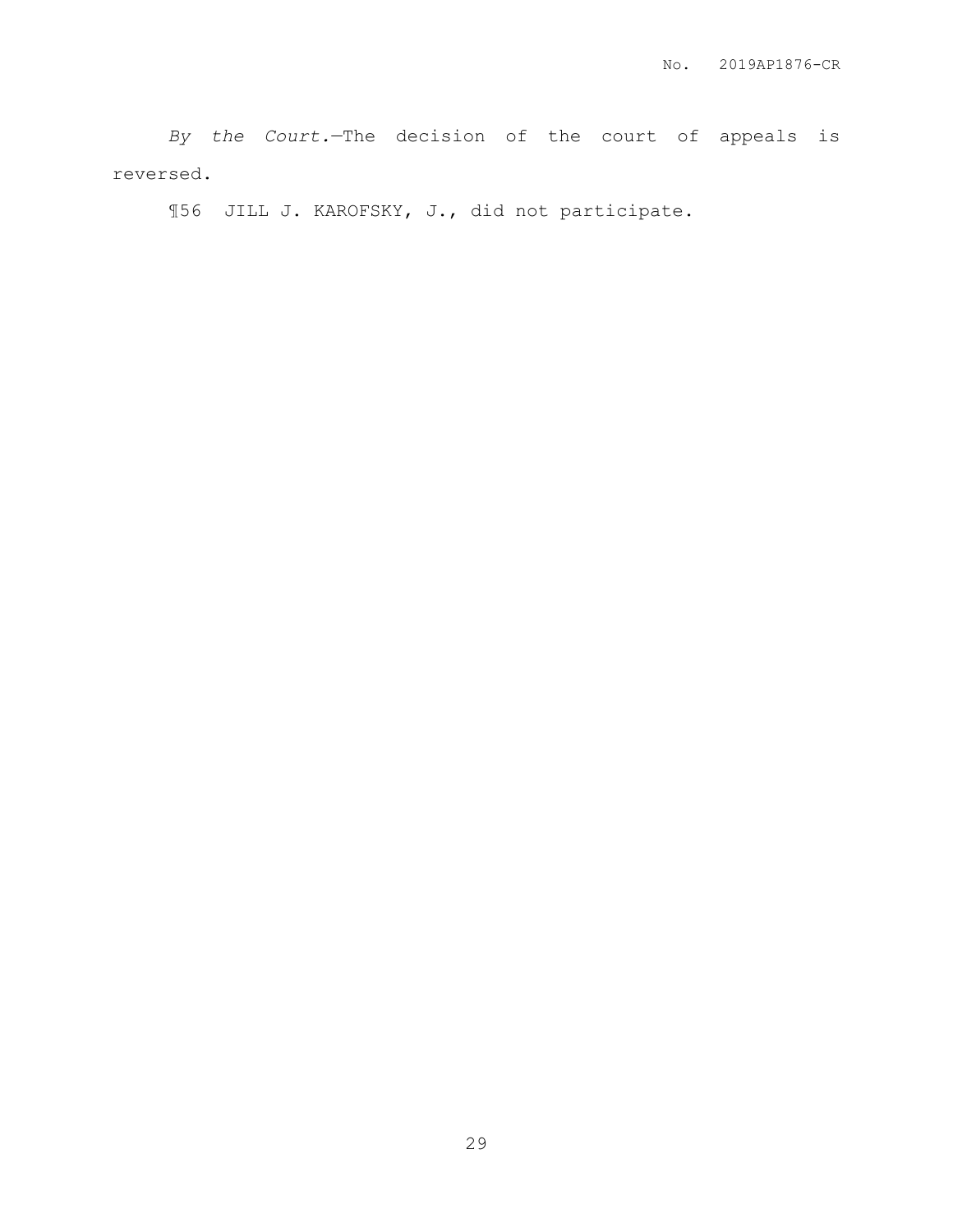*By the Court.*—The decision of the court of appeals is reversed.

¶56 JILL J. KAROFSKY, J., did not participate.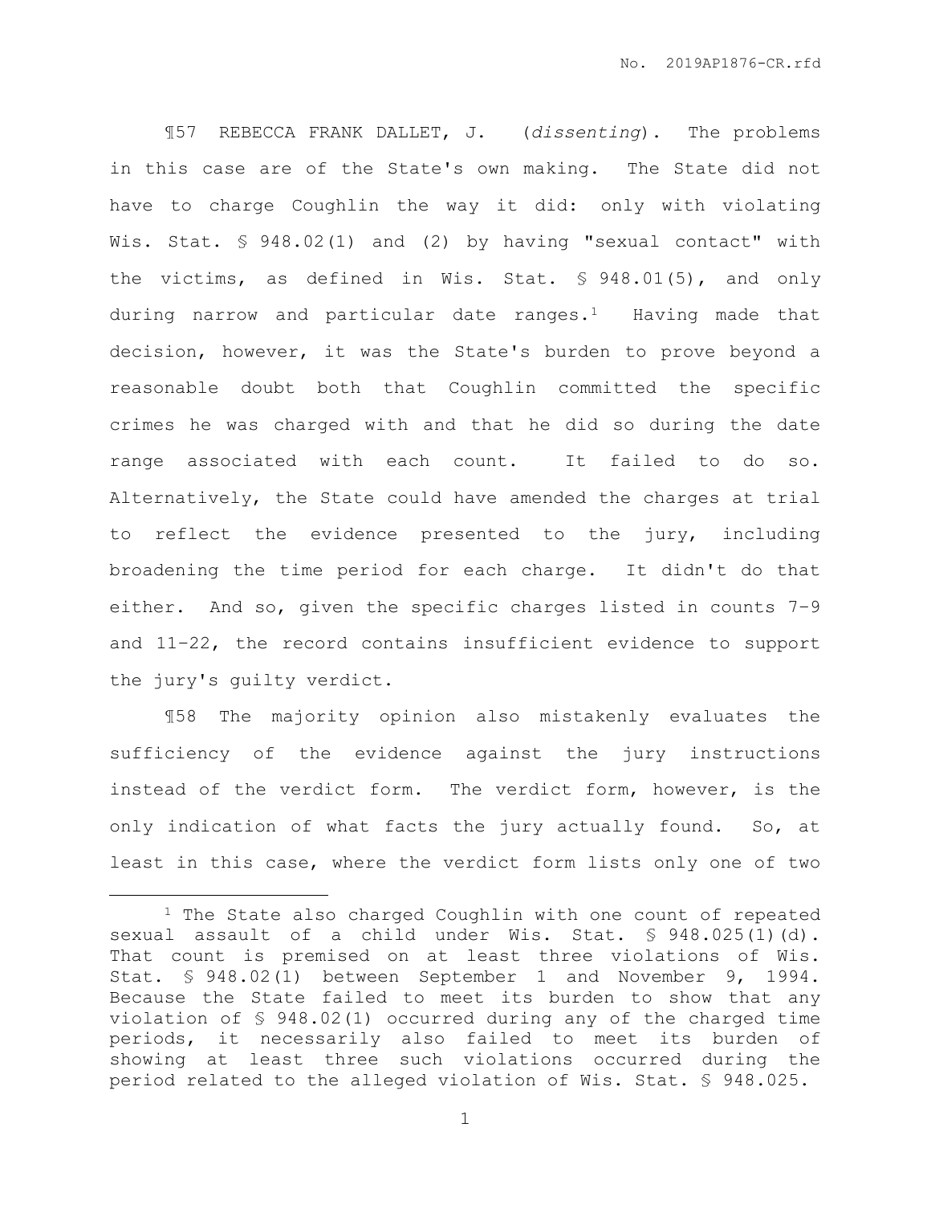¶57 REBECCA FRANK DALLET, J. (*dissenting*). The problems in this case are of the State's own making. The State did not have to charge Coughlin the way it did: only with violating Wis. Stat. § 948.02(1) and (2) by having "sexual contact" with the victims, as defined in Wis. Stat. § 948.01(5), and only during narrow and particular date ranges.[1] Having made that decision, however, it was the State's burden to prove beyond a reasonable doubt both that Coughlin committed the specific crimes he was charged with and that he did so during the date range associated with each count. It failed to do so. Alternatively, the State could have amended the charges at trial to reflect the evidence presented to the jury, including broadening the time period for each charge. It didn't do that either. And so, given the specific charges listed in counts 7–9 and 11–22, the record contains insufficient evidence to support the jury's guilty verdict.

¶58 The majority opinion also mistakenly evaluates the sufficiency of the evidence against the jury instructions instead of the verdict form. The verdict form, however, is the only indication of what facts the jury actually found. So, at least in this case, where the verdict form lists only one of two

---

[1] The State also charged Coughlin with one count of repeated sexual assault of a child under Wis. Stat. § 948.025(1)(d). That count is premised on at least three violations of Wis. Stat. § 948.02(1) between September 1 and November 9, 1994. Because the State failed to meet its burden to show that any violation of § 948.02(1) occurred during any of the charged time periods, it necessarily also failed to meet its burden of showing at least three such violations occurred during the period related to the alleged violation of Wis. Stat. § 948.025.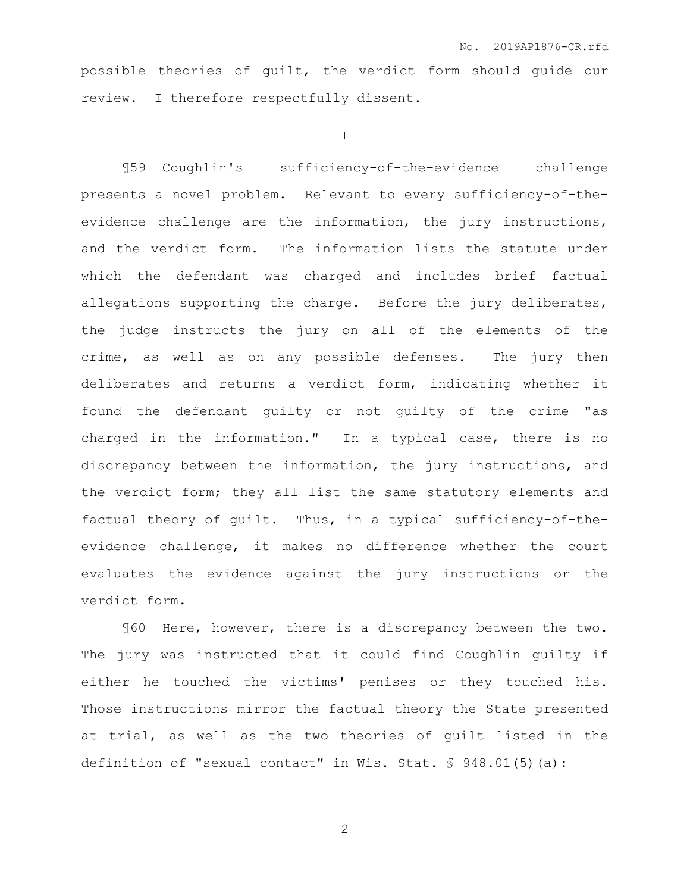possible theories of guilt, the verdict form should guide our review. I therefore respectfully dissent.

I

¶59 Coughlin's sufficiency-of-the-evidence challenge presents a novel problem. Relevant to every sufficiency-of-the-evidence challenge are the information, the jury instructions, and the verdict form. The information lists the statute under which the defendant was charged and includes brief factual allegations supporting the charge. Before the jury deliberates, the judge instructs the jury on all of the elements of the crime, as well as on any possible defenses. The jury then deliberates and returns a verdict form, indicating whether it found the defendant guilty or not guilty of the crime "as charged in the information." In a typical case, there is no discrepancy between the information, the jury instructions, and the verdict form; they all list the same statutory elements and factual theory of guilt. Thus, in a typical sufficiency-of-the-evidence challenge, it makes no difference whether the court evaluates the evidence against the jury instructions or the verdict form.

¶60 Here, however, there is a discrepancy between the two. The jury was instructed that it could find Coughlin guilty if either he touched the victims' penises or they touched his. Those instructions mirror the factual theory the State presented at trial, as well as the two theories of guilt listed in the definition of "sexual contact" in Wis. Stat. § 948.01(5)(a):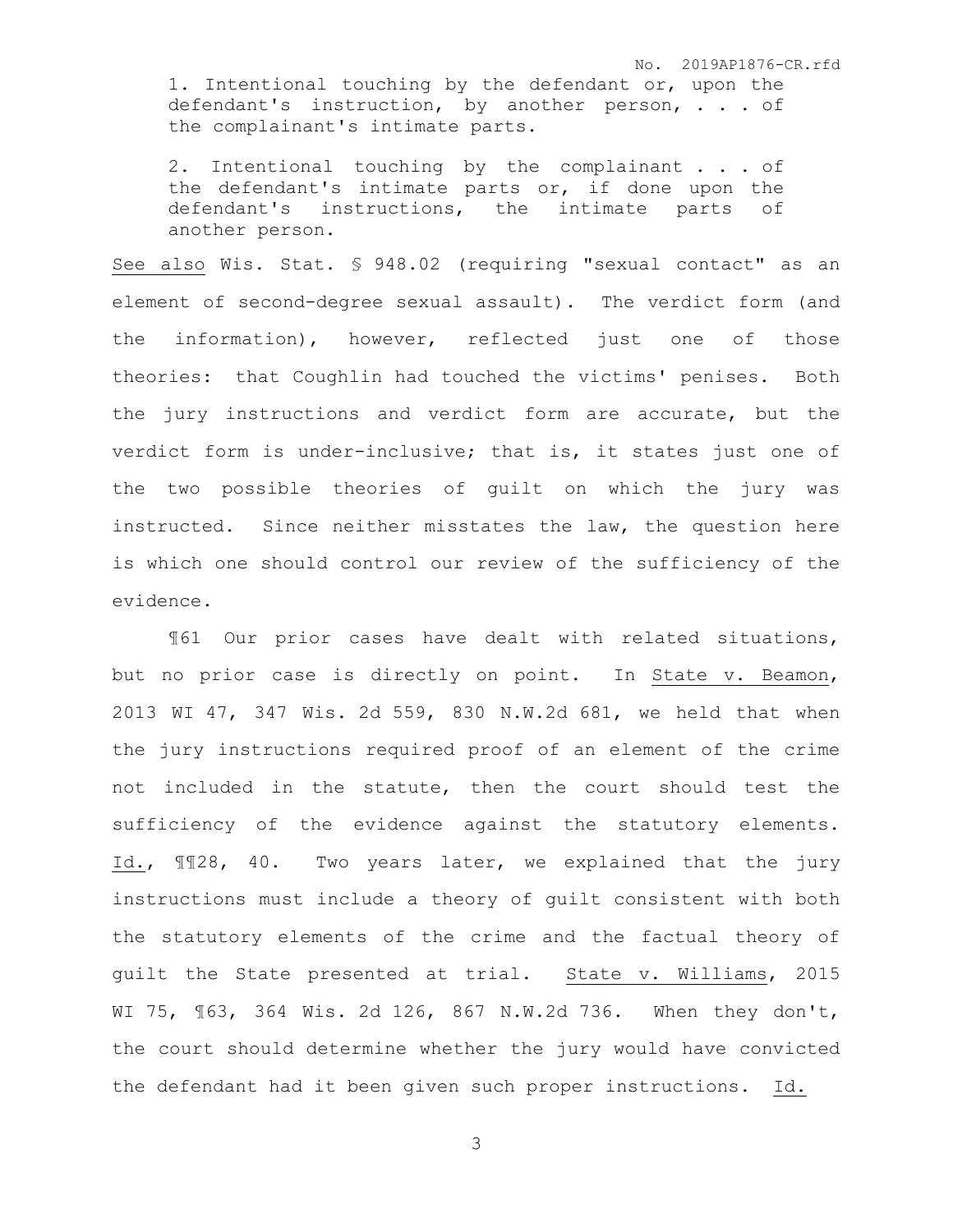> 1. Intentional touching by the defendant or, upon the defendant's instruction, by another person, . . . of the complainant's intimate parts.
>
> 2. Intentional touching by the complainant . . . of the defendant's intimate parts or, if done upon the defendant's instructions, the intimate parts of another person.

See also Wis. Stat. § 948.02 (requiring "sexual contact" as an element of second-degree sexual assault). The verdict form (and the information), however, reflected just one of those theories: that Coughlin had touched the victims' penises. Both the jury instructions and verdict form are accurate, but the verdict form is under-inclusive; that is, it states just one of the two possible theories of guilt on which the jury was instructed. Since neither misstates the law, the question here is which one should control our review of the sufficiency of the evidence.

¶61 Our prior cases have dealt with related situations, but no prior case is directly on point. In State v. Beamon, 2013 WI 47, 347 Wis. 2d 559, 830 N.W.2d 681, we held that when the jury instructions required proof of an element of the crime not included in the statute, then the court should test the sufficiency of the evidence against the statutory elements. Id., ¶¶28, 40. Two years later, we explained that the jury instructions must include a theory of guilt consistent with both the statutory elements of the crime and the factual theory of guilt the State presented at trial. State v. Williams, 2015 WI 75, ¶63, 364 Wis. 2d 126, 867 N.W.2d 736. When they don't, the court should determine whether the jury would have convicted the defendant had it been given such proper instructions. Id.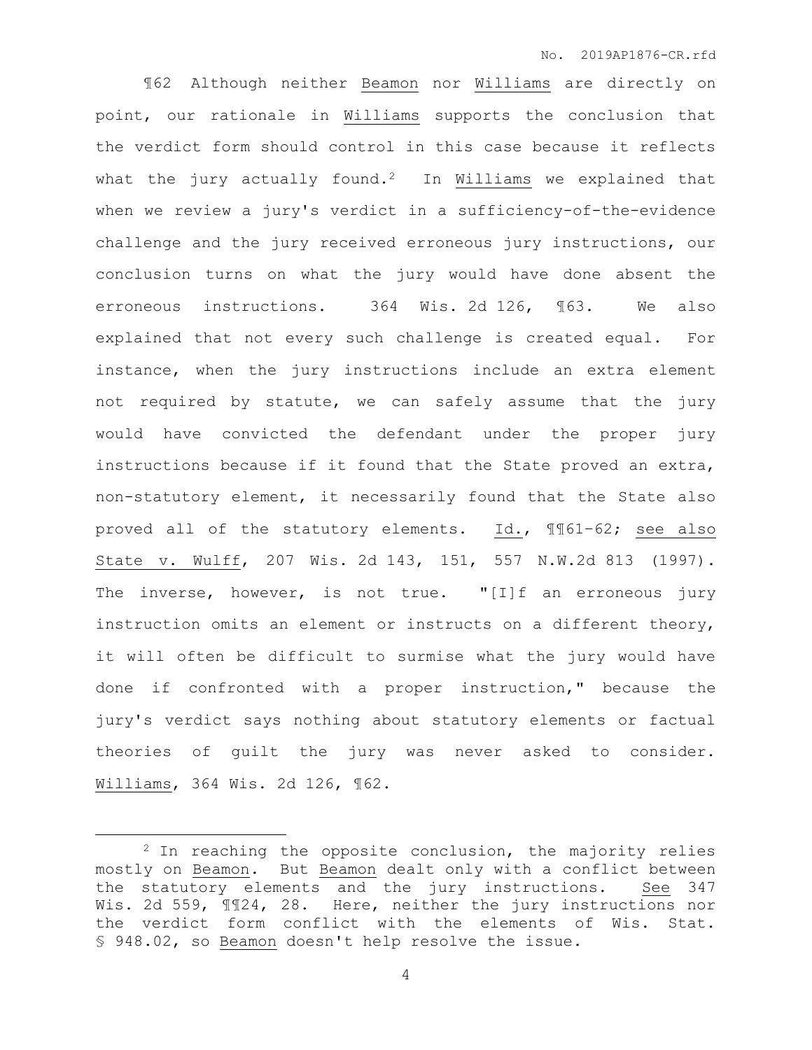¶62 Although neither Beamon nor Williams are directly on point, our rationale in Williams supports the conclusion that the verdict form should control in this case because it reflects what the jury actually found.[2] In Williams we explained that when we review a jury's verdict in a sufficiency-of-the-evidence challenge and the jury received erroneous jury instructions, our conclusion turns on what the jury would have done absent the erroneous instructions. 364 Wis. 2d 126, ¶63. We also explained that not every such challenge is created equal. For instance, when the jury instructions include an extra element not required by statute, we can safely assume that the jury would have convicted the defendant under the proper jury instructions because if it found that the State proved an extra, non-statutory element, it necessarily found that the State also proved all of the statutory elements. Id., ¶¶61–62; see also State v. Wulff, 207 Wis. 2d 143, 151, 557 N.W.2d 813 (1997). The inverse, however, is not true. "[I]f an erroneous jury instruction omits an element or instructs on a different theory, it will often be difficult to surmise what the jury would have done if confronted with a proper instruction," because the jury's verdict says nothing about statutory elements or factual theories of guilt the jury was never asked to consider. Williams, 364 Wis. 2d 126, ¶62.

---

[2] In reaching the opposite conclusion, the majority relies mostly on Beamon. But Beamon dealt only with a conflict between the statutory elements and the jury instructions. See 347 Wis. 2d 559, ¶¶24, 28. Here, neither the jury instructions nor the verdict form conflict with the elements of Wis. Stat. § 948.02, so Beamon doesn't help resolve the issue.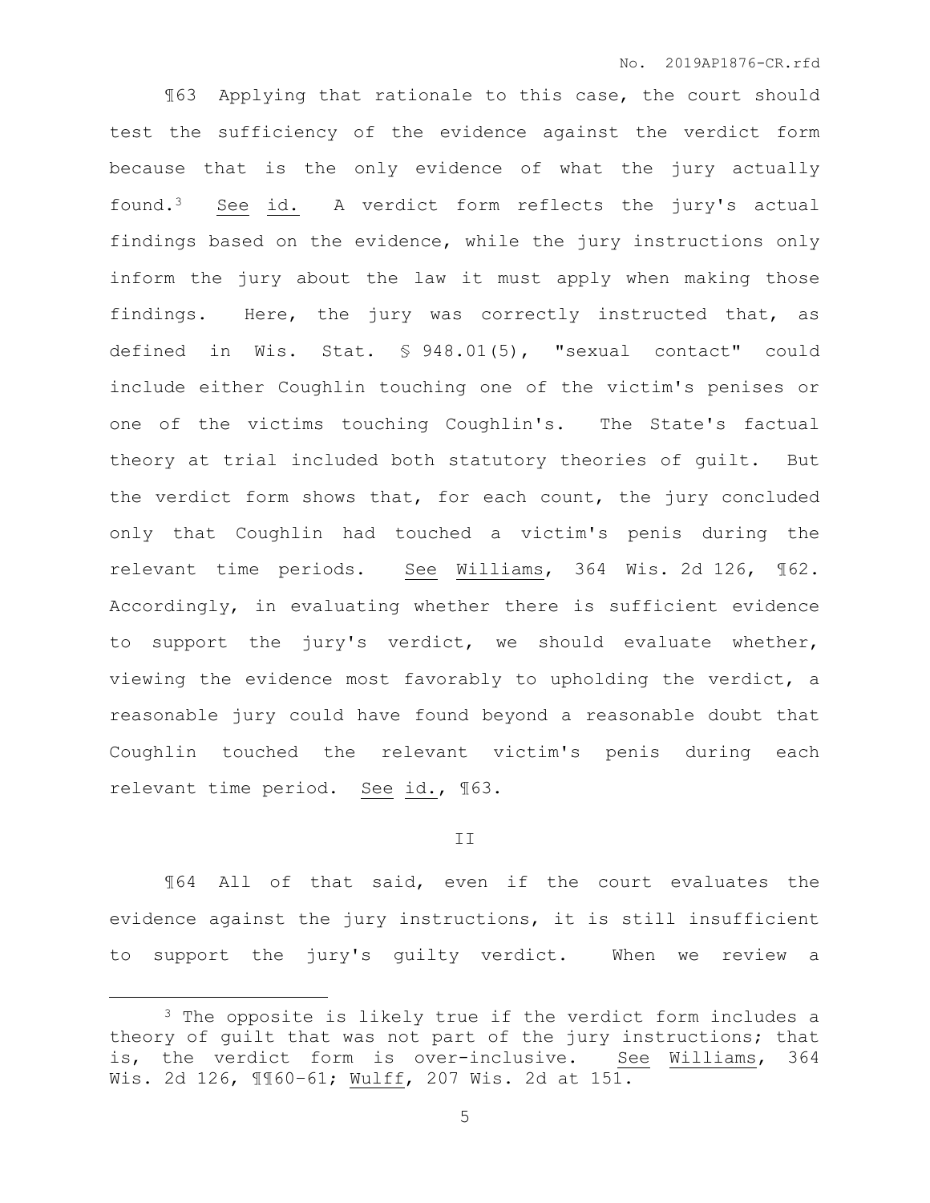¶63 Applying that rationale to this case, the court should test the sufficiency of the evidence against the verdict form because that is the only evidence of what the jury actually found.[3] See id. A verdict form reflects the jury's actual findings based on the evidence, while the jury instructions only inform the jury about the law it must apply when making those findings. Here, the jury was correctly instructed that, as defined in Wis. Stat. § 948.01(5), "sexual contact" could include either Coughlin touching one of the victim's penises or one of the victims touching Coughlin's. The State's factual theory at trial included both statutory theories of guilt. But the verdict form shows that, for each count, the jury concluded only that Coughlin had touched a victim's penis during the relevant time periods. See Williams, 364 Wis. 2d 126, ¶62. Accordingly, in evaluating whether there is sufficient evidence to support the jury's verdict, we should evaluate whether, viewing the evidence most favorably to upholding the verdict, a reasonable jury could have found beyond a reasonable doubt that Coughlin touched the relevant victim's penis during each relevant time period. See id., ¶63.

## II

¶64 All of that said, even if the court evaluates the evidence against the jury instructions, it is still insufficient to support the jury's guilty verdict. When we review a

[3] The opposite is likely true if the verdict form includes a theory of guilt that was not part of the jury instructions; that is, the verdict form is over-inclusive. See Williams, 364 Wis. 2d 126, ¶¶60-61; Wulff, 207 Wis. 2d at 151.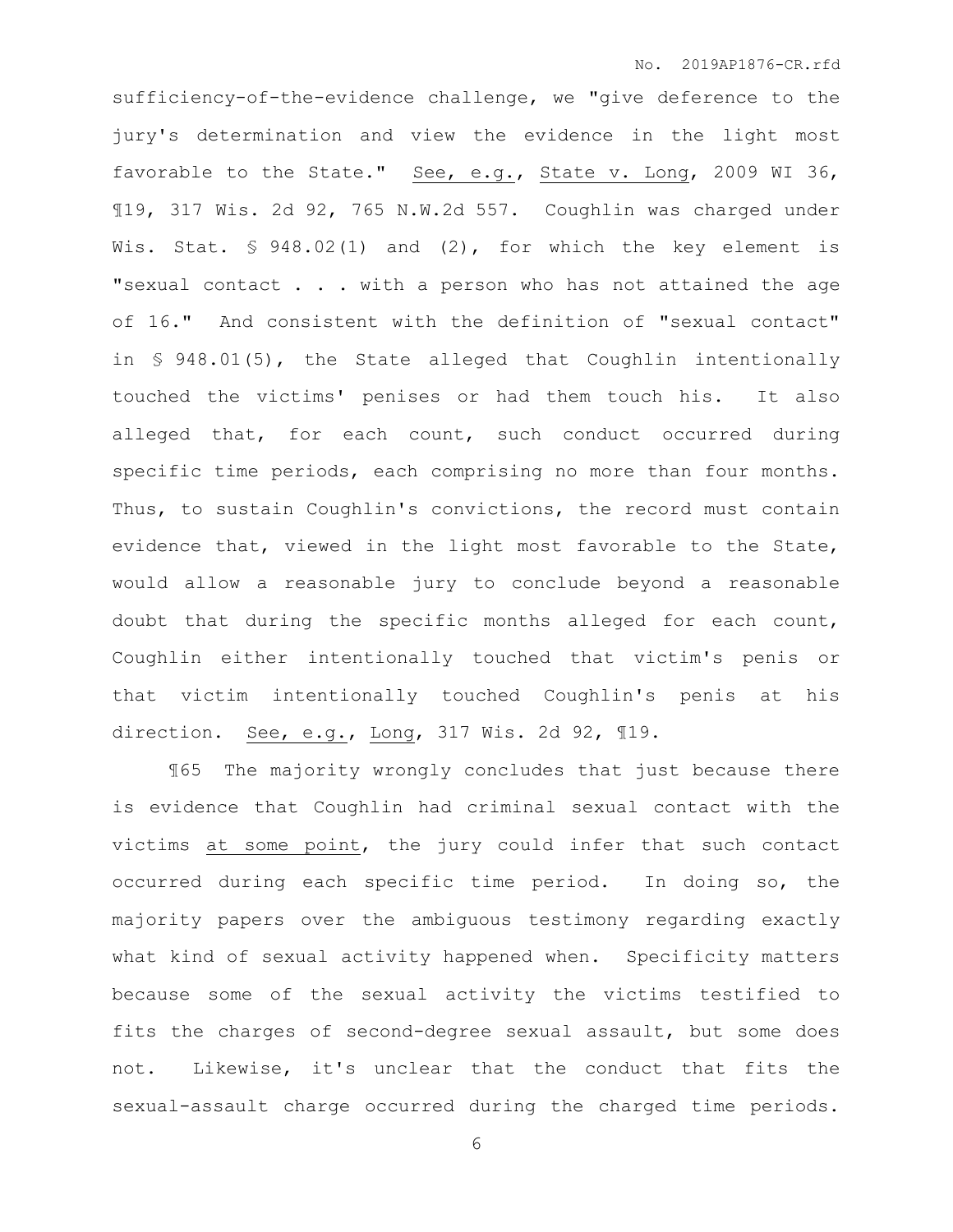sufficiency-of-the-evidence challenge, we "give deference to the jury's determination and view the evidence in the light most favorable to the State." See, e.g., State v. Long, 2009 WI 36, ¶19, 317 Wis. 2d 92, 765 N.W.2d 557. Coughlin was charged under Wis. Stat. § 948.02(1) and (2), for which the key element is "sexual contact . . . with a person who has not attained the age of 16." And consistent with the definition of "sexual contact" in § 948.01(5), the State alleged that Coughlin intentionally touched the victims' penises or had them touch his. It also alleged that, for each count, such conduct occurred during specific time periods, each comprising no more than four months. Thus, to sustain Coughlin's convictions, the record must contain evidence that, viewed in the light most favorable to the State, would allow a reasonable jury to conclude beyond a reasonable doubt that during the specific months alleged for each count, Coughlin either intentionally touched that victim's penis or that victim intentionally touched Coughlin's penis at his direction. See, e.g., Long, 317 Wis. 2d 92, ¶19.

¶65 The majority wrongly concludes that just because there is evidence that Coughlin had criminal sexual contact with the victims at some point, the jury could infer that such contact occurred during each specific time period. In doing so, the majority papers over the ambiguous testimony regarding exactly what kind of sexual activity happened when. Specificity matters because some of the sexual activity the victims testified to fits the charges of second-degree sexual assault, but some does not. Likewise, it's unclear that the conduct that fits the sexual-assault charge occurred during the charged time periods.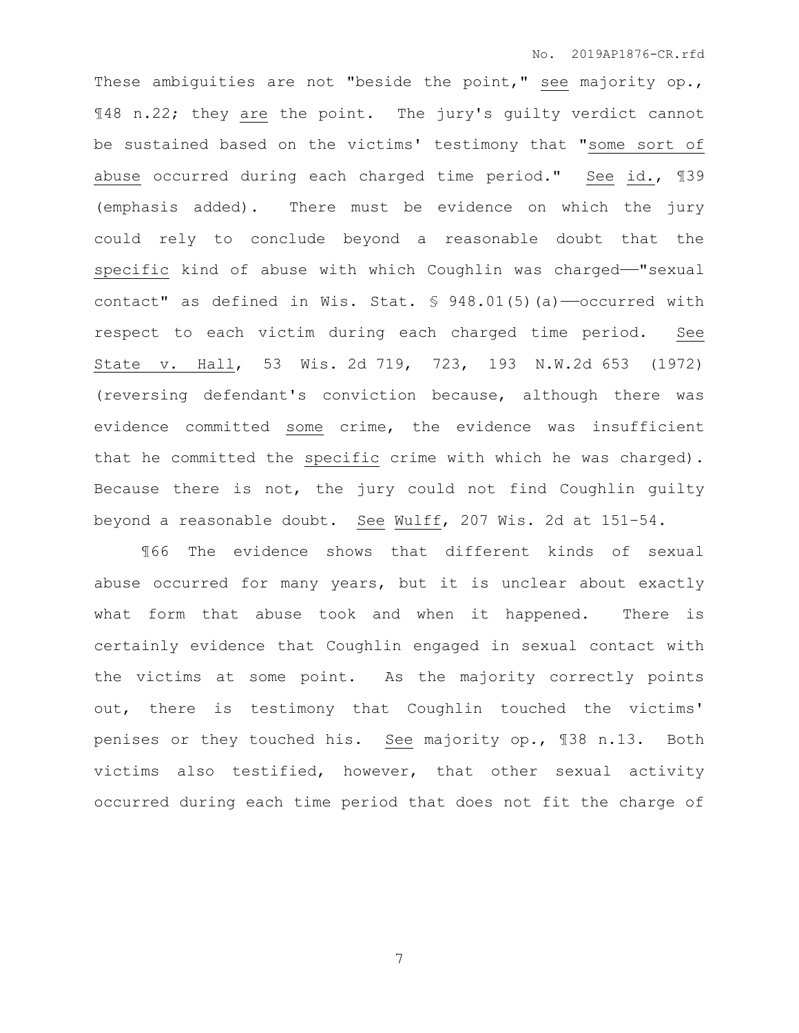These ambiguities are not "beside the point," see majority op., ¶48 n.22; they are the point. The jury's guilty verdict cannot be sustained based on the victims' testimony that "some sort of abuse occurred during each charged time period." See id., ¶39 (emphasis added). There must be evidence on which the jury could rely to conclude beyond a reasonable doubt that the specific kind of abuse with which Coughlin was charged——"sexual contact" as defined in Wis. Stat. § 948.01(5)(a)——occurred with respect to each victim during each charged time period. See State v. Hall, 53 Wis. 2d 719, 723, 193 N.W.2d 653 (1972) (reversing defendant's conviction because, although there was evidence committed some crime, the evidence was insufficient that he committed the specific crime with which he was charged). Because there is not, the jury could not find Coughlin guilty beyond a reasonable doubt. See Wulff, 207 Wis. 2d at 151–54.

¶66 The evidence shows that different kinds of sexual abuse occurred for many years, but it is unclear about exactly what form that abuse took and when it happened. There is certainly evidence that Coughlin engaged in sexual contact with the victims at some point. As the majority correctly points out, there is testimony that Coughlin touched the victims' penises or they touched his. See majority op., ¶38 n.13. Both victims also testified, however, that other sexual activity occurred during each time period that does not fit the charge of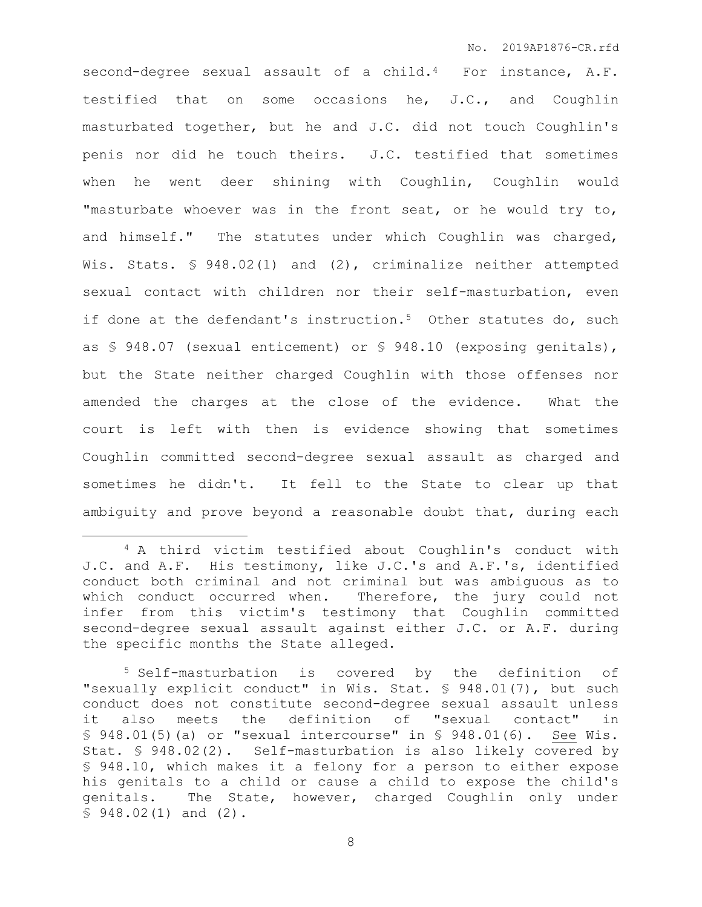second-degree sexual assault of a child.[4] For instance, A.F. testified that on some occasions he, J.C., and Coughlin masturbated together, but he and J.C. did not touch Coughlin's penis nor did he touch theirs. J.C. testified that sometimes when he went deer shining with Coughlin, Coughlin would "masturbate whoever was in the front seat, or he would try to, and himself." The statutes under which Coughlin was charged, Wis. Stats. § 948.02(1) and (2), criminalize neither attempted sexual contact with children nor their self-masturbation, even if done at the defendant's instruction.[5] Other statutes do, such as § 948.07 (sexual enticement) or § 948.10 (exposing genitals), but the State neither charged Coughlin with those offenses nor amended the charges at the close of the evidence. What the court is left with then is evidence showing that sometimes Coughlin committed second-degree sexual assault as charged and sometimes he didn't. It fell to the State to clear up that ambiguity and prove beyond a reasonable doubt that, during each

---

[4] A third victim testified about Coughlin's conduct with J.C. and A.F. His testimony, like J.C.'s and A.F.'s, identified conduct both criminal and not criminal but was ambiguous as to which conduct occurred when. Therefore, the jury could not infer from this victim's testimony that Coughlin committed second-degree sexual assault against either J.C. or A.F. during the specific months the State alleged.

[5] Self-masturbation is covered by the definition of "sexually explicit conduct" in Wis. Stat. § 948.01(7), but such conduct does not constitute second-degree sexual assault unless it also meets the definition of "sexual contact" in § 948.01(5)(a) or "sexual intercourse" in § 948.01(6). <u>See</u> Wis. Stat. § 948.02(2). Self-masturbation is also likely covered by § 948.10, which makes it a felony for a person to either expose his genitals to a child or cause a child to expose the child's genitals. The State, however, charged Coughlin only under § 948.02(1) and (2).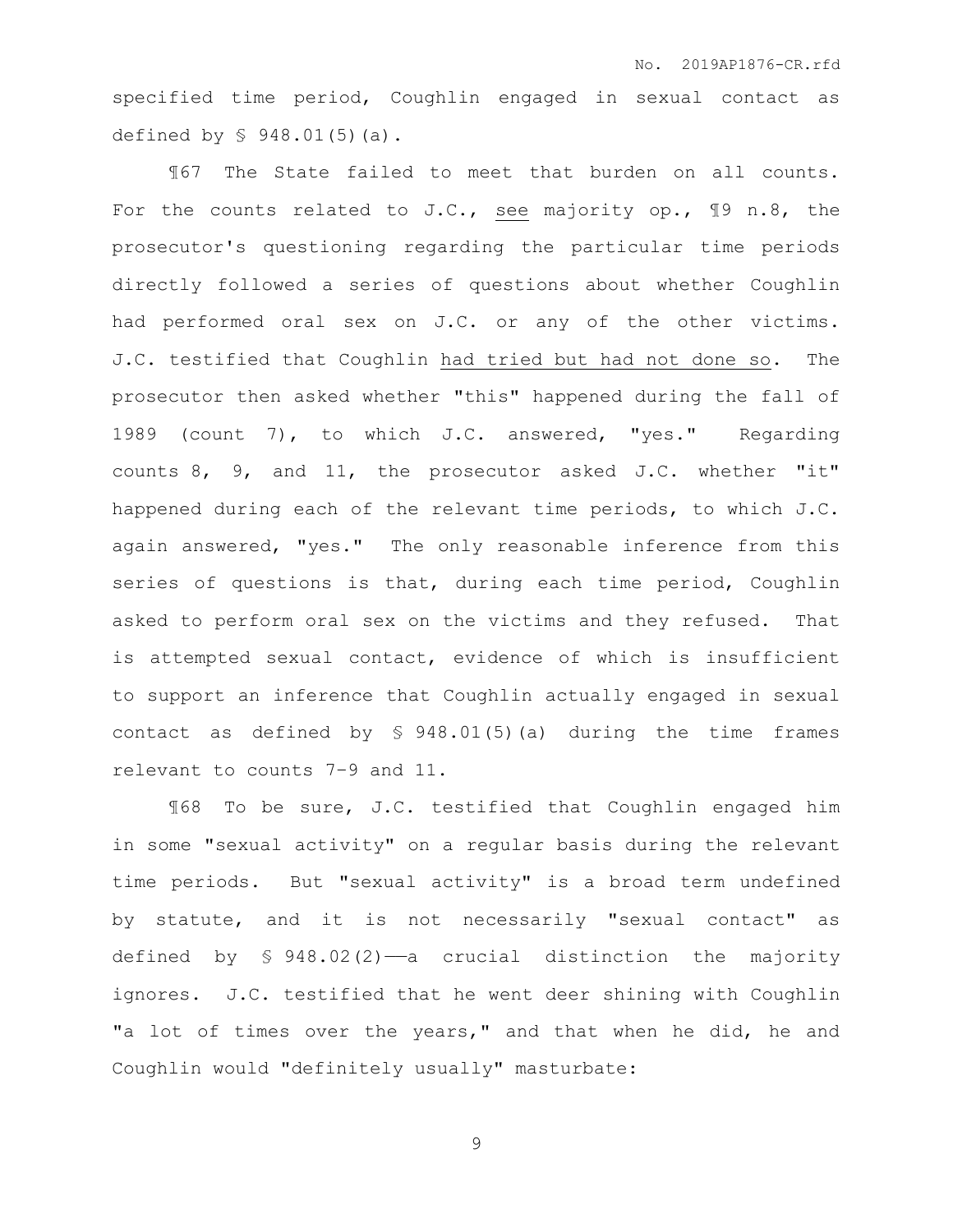specified time period, Coughlin engaged in sexual contact as defined by § 948.01(5)(a).

¶67 The State failed to meet that burden on all counts. For the counts related to J.C., see majority op., ¶9 n.8, the prosecutor's questioning regarding the particular time periods directly followed a series of questions about whether Coughlin had performed oral sex on J.C. or any of the other victims. J.C. testified that Coughlin had tried but had not done so. The prosecutor then asked whether "this" happened during the fall of 1989 (count 7), to which J.C. answered, "yes." Regarding counts 8, 9, and 11, the prosecutor asked J.C. whether "it" happened during each of the relevant time periods, to which J.C. again answered, "yes." The only reasonable inference from this series of questions is that, during each time period, Coughlin asked to perform oral sex on the victims and they refused. That is attempted sexual contact, evidence of which is insufficient to support an inference that Coughlin actually engaged in sexual contact as defined by § 948.01(5)(a) during the time frames relevant to counts 7-9 and 11.

¶68 To be sure, J.C. testified that Coughlin engaged him in some "sexual activity" on a regular basis during the relevant time periods. But "sexual activity" is a broad term undefined by statute, and it is not necessarily "sexual contact" as defined by § 948.02(2)——a crucial distinction the majority ignores. J.C. testified that he went deer shining with Coughlin "a lot of times over the years," and that when he did, he and Coughlin would "definitely usually" masturbate: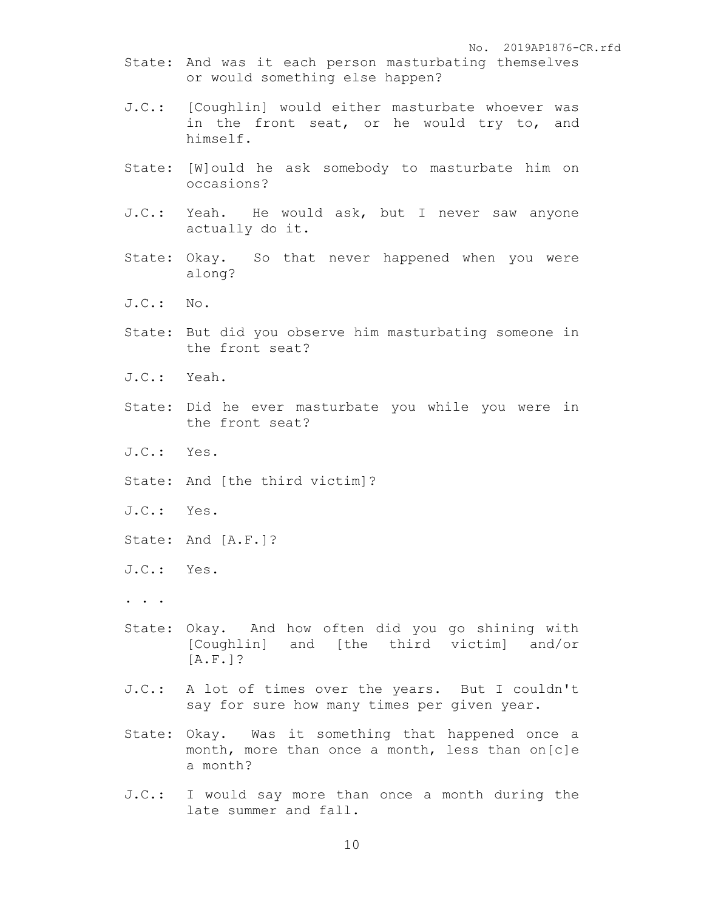State: And was it each person masturbating themselves or would something else happen?

J.C.: [Coughlin] would either masturbate whoever was in the front seat, or he would try to, and himself.

State: [W]ould he ask somebody to masturbate him on occasions?

J.C.: Yeah. He would ask, but I never saw anyone actually do it.

State: Okay. So that never happened when you were along?

J.C.: No.

State: But did you observe him masturbating someone in the front seat?

J.C.: Yeah.

State: Did he ever masturbate you while you were in the front seat?

J.C.: Yes.

State: And [the third victim]?

J.C.: Yes.

State: And [A.F.]?

J.C.: Yes.

. . .

State: Okay. And how often did you go shining with [Coughlin] and [the third victim] and/or [A.F.]?

J.C.: A lot of times over the years. But I couldn't say for sure how many times per given year.

State: Okay. Was it something that happened once a month, more than once a month, less than on[c]e a month?

J.C.: I would say more than once a month during the late summer and fall.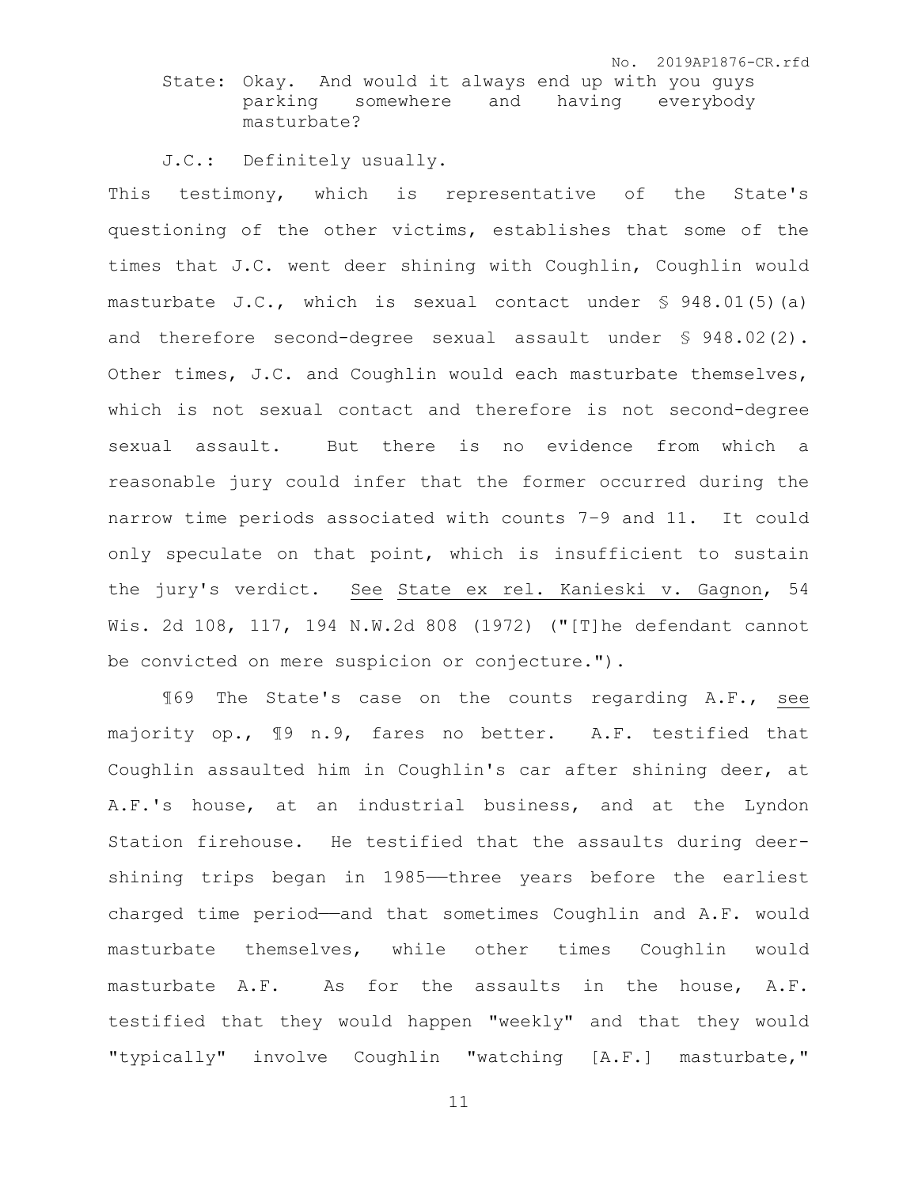State: Okay. And would it always end up with you guys parking somewhere and having everybody masturbate?

J.C.: Definitely usually.

This testimony, which is representative of the State's questioning of the other victims, establishes that some of the times that J.C. went deer shining with Coughlin, Coughlin would masturbate J.C., which is sexual contact under § 948.01(5)(a) and therefore second-degree sexual assault under § 948.02(2). Other times, J.C. and Coughlin would each masturbate themselves, which is not sexual contact and therefore is not second-degree sexual assault. But there is no evidence from which a reasonable jury could infer that the former occurred during the narrow time periods associated with counts 7–9 and 11. It could only speculate on that point, which is insufficient to sustain the jury's verdict. See State ex rel. Kanieski v. Gagnon, 54 Wis. 2d 108, 117, 194 N.W.2d 808 (1972) ("[T]he defendant cannot be convicted on mere suspicion or conjecture.").

¶69 The State's case on the counts regarding A.F., see majority op., ¶9 n.9, fares no better. A.F. testified that Coughlin assaulted him in Coughlin's car after shining deer, at A.F.'s house, at an industrial business, and at the Lyndon Station firehouse. He testified that the assaults during deer-shining trips began in 1985——three years before the earliest charged time period——and that sometimes Coughlin and A.F. would masturbate themselves, while other times Coughlin would masturbate A.F. As for the assaults in the house, A.F. testified that they would happen "weekly" and that they would "typically" involve Coughlin "watching [A.F.] masturbate,"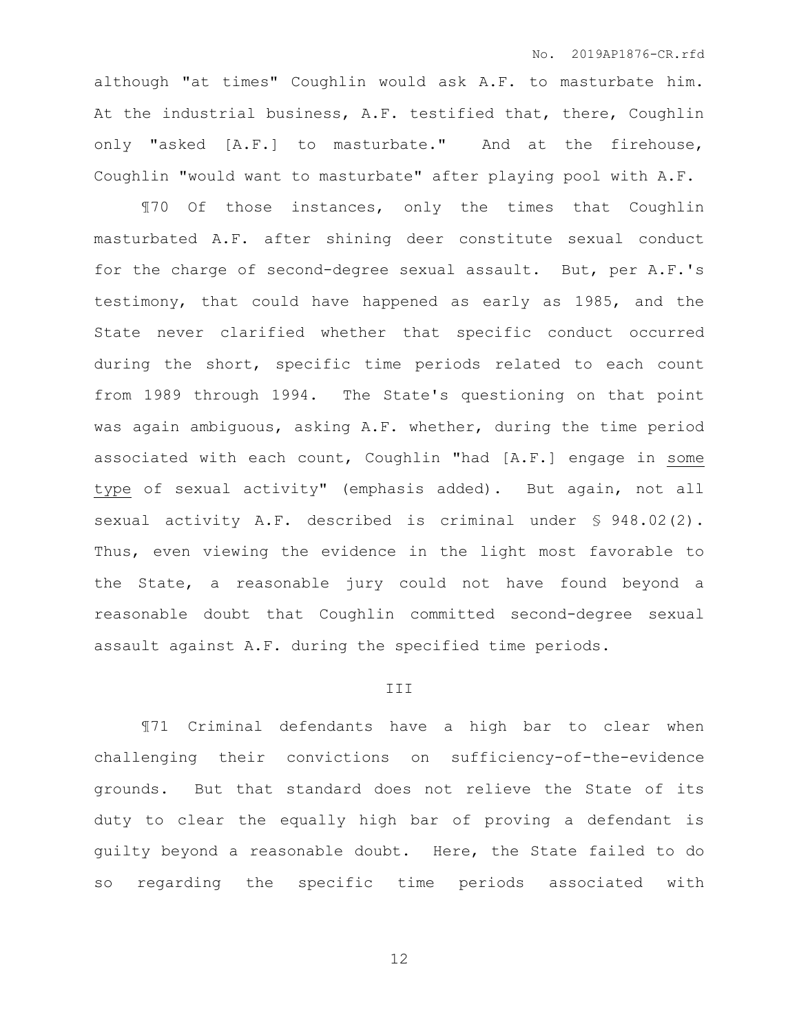although "at times" Coughlin would ask A.F. to masturbate him. At the industrial business, A.F. testified that, there, Coughlin only "asked [A.F.] to masturbate." And at the firehouse, Coughlin "would want to masturbate" after playing pool with A.F.

¶70 Of those instances, only the times that Coughlin masturbated A.F. after shining deer constitute sexual conduct for the charge of second-degree sexual assault. But, per A.F.'s testimony, that could have happened as early as 1985, and the State never clarified whether that specific conduct occurred during the short, specific time periods related to each count from 1989 through 1994. The State's questioning on that point was again ambiguous, asking A.F. whether, during the time period associated with each count, Coughlin "had [A.F.] engage in <u>some type</u> of sexual activity" (emphasis added). But again, not all sexual activity A.F. described is criminal under § 948.02(2). Thus, even viewing the evidence in the light most favorable to the State, a reasonable jury could not have found beyond a reasonable doubt that Coughlin committed second-degree sexual assault against A.F. during the specified time periods.

## III

¶71 Criminal defendants have a high bar to clear when challenging their convictions on sufficiency-of-the-evidence grounds. But that standard does not relieve the State of its duty to clear the equally high bar of proving a defendant is guilty beyond a reasonable doubt. Here, the State failed to do so regarding the specific time periods associated with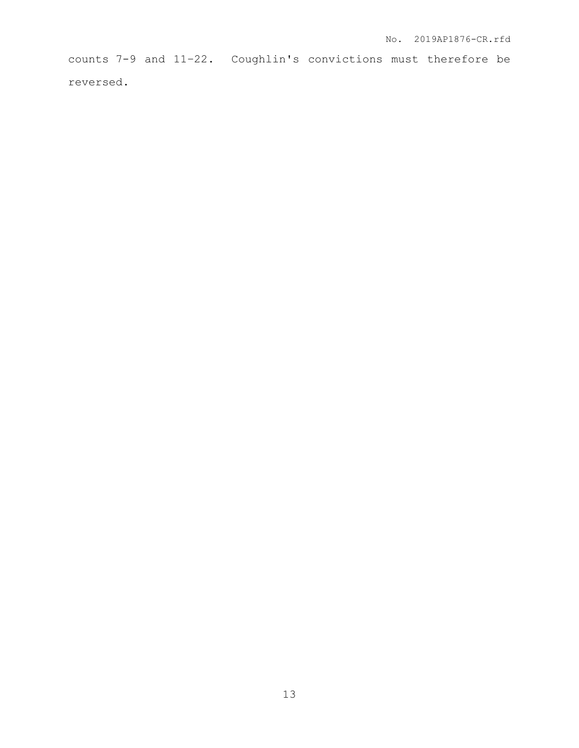counts 7-9 and 11-22. Coughlin's convictions must therefore be reversed.